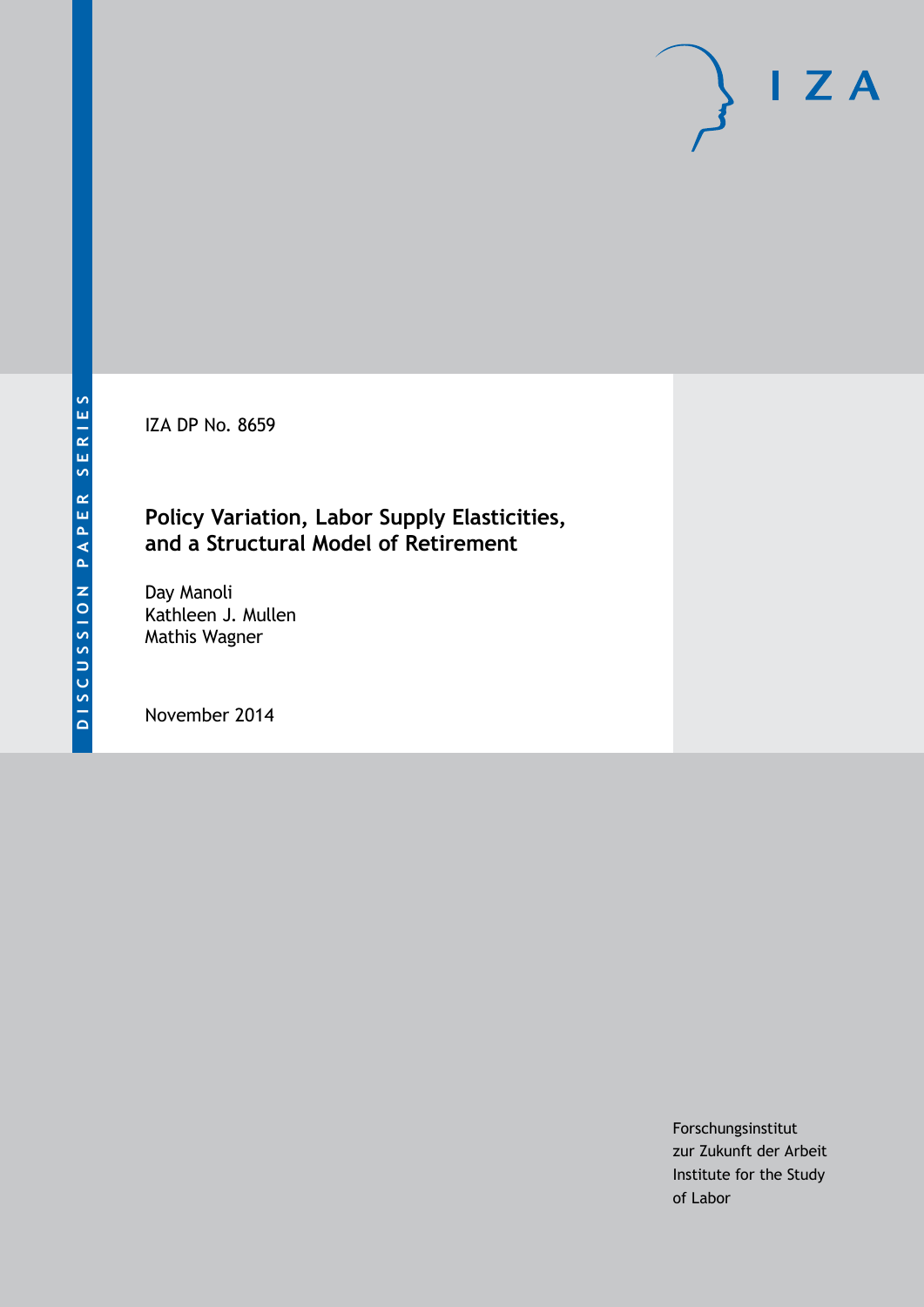DISCUSSION PAPER SERIES

IZA DP No. 8659

# Policy Variation, Labor Supply Elasticities, and a Structural Model of Retirement

Day Manoli
Kathleen J. Mullen
Mathis Wagner

November 2014

Forschungsinstitut
zur Zukunft der Arbeit
Institute for the Study
of Labor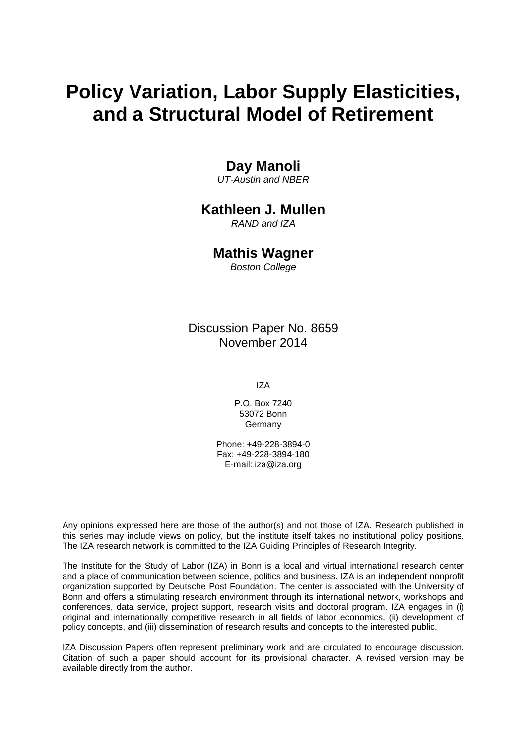# Policy Variation, Labor Supply Elasticities, and a Structural Model of Retirement

**Day Manoli**
*UT-Austin and NBER*

**Kathleen J. Mullen**
*RAND and IZA*

**Mathis Wagner**
*Boston College*

Discussion Paper No. 8659
November 2014

IZA

P.O. Box 7240
53072 Bonn
Germany

Phone: +49-228-3894-0
Fax: +49-228-3894-180
E-mail: iza@iza.org

Any opinions expressed here are those of the author(s) and not those of IZA. Research published in this series may include views on policy, but the institute itself takes no institutional policy positions. The IZA research network is committed to the IZA Guiding Principles of Research Integrity.

The Institute for the Study of Labor (IZA) in Bonn is a local and virtual international research center and a place of communication between science, politics and business. IZA is an independent nonprofit organization supported by Deutsche Post Foundation. The center is associated with the University of Bonn and offers a stimulating research environment through its international network, workshops and conferences, data service, project support, research visits and doctoral program. IZA engages in (i) original and internationally competitive research in all fields of labor economics, (ii) development of policy concepts, and (iii) dissemination of research results and concepts to the interested public.

IZA Discussion Papers often represent preliminary work and are circulated to encourage discussion. Citation of such a paper should account for its provisional character. A revised version may be available directly from the author.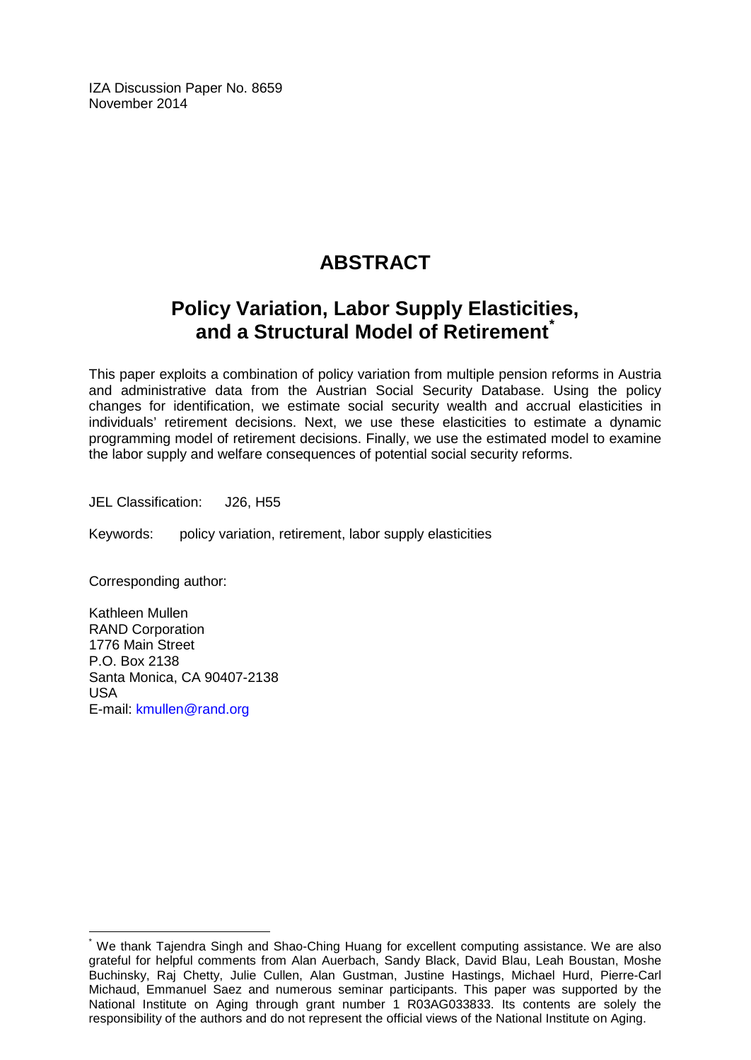IZA Discussion Paper No. 8659
November 2014

# ABSTRACT

## Policy Variation, Labor Supply Elasticities, and a Structural Model of Retirement*

This paper exploits a combination of policy variation from multiple pension reforms in Austria and administrative data from the Austrian Social Security Database. Using the policy changes for identification, we estimate social security wealth and accrual elasticities in individuals' retirement decisions. Next, we use these elasticities to estimate a dynamic programming model of retirement decisions. Finally, we use the estimated model to examine the labor supply and welfare consequences of potential social security reforms.

JEL Classification: J26, H55

Keywords: policy variation, retirement, labor supply elasticities

Corresponding author:

Kathleen Mullen
RAND Corporation
1776 Main Street
P.O. Box 2138
Santa Monica, CA 90407-2138
USA
E-mail: kmullen@rand.org

---

* We thank Tajendra Singh and Shao-Ching Huang for excellent computing assistance. We are also grateful for helpful comments from Alan Auerbach, Sandy Black, David Blau, Leah Boustan, Moshe Buchinsky, Raj Chetty, Julie Cullen, Alan Gustman, Justine Hastings, Michael Hurd, Pierre-Carl Michaud, Emmanuel Saez and numerous seminar participants. This paper was supported by the National Institute on Aging through grant number 1 R03AG033833. Its contents are solely the responsibility of the authors and do not represent the official views of the National Institute on Aging.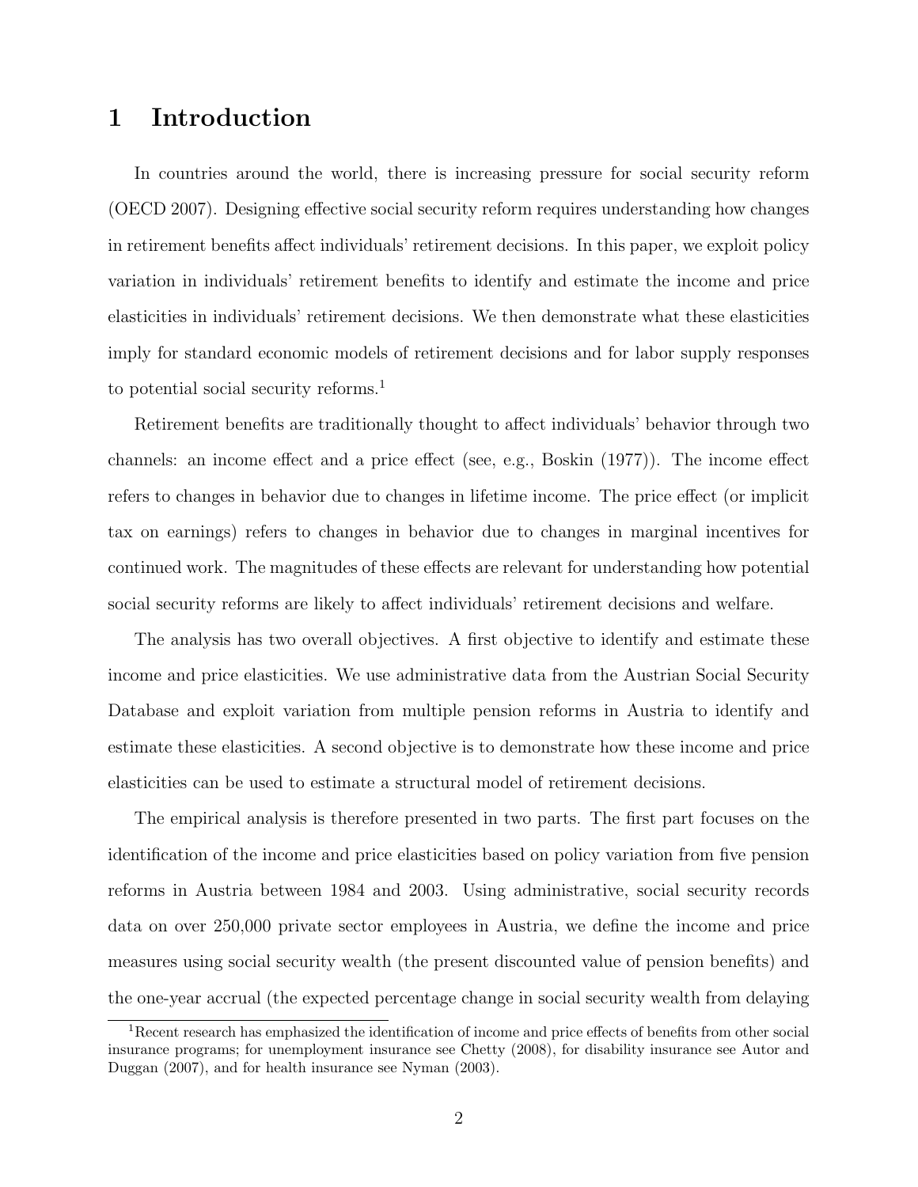# 1 Introduction

In countries around the world, there is increasing pressure for social security reform (OECD 2007). Designing effective social security reform requires understanding how changes in retirement benefits affect individuals' retirement decisions. In this paper, we exploit policy variation in individuals' retirement benefits to identify and estimate the income and price elasticities in individuals' retirement decisions. We then demonstrate what these elasticities imply for standard economic models of retirement decisions and for labor supply responses to potential social security reforms.[1]

Retirement benefits are traditionally thought to affect individuals' behavior through two channels: an income effect and a price effect (see, e.g., Boskin (1977)). The income effect refers to changes in behavior due to changes in lifetime income. The price effect (or implicit tax on earnings) refers to changes in behavior due to changes in marginal incentives for continued work. The magnitudes of these effects are relevant for understanding how potential social security reforms are likely to affect individuals' retirement decisions and welfare.

The analysis has two overall objectives. A first objective to identify and estimate these income and price elasticities. We use administrative data from the Austrian Social Security Database and exploit variation from multiple pension reforms in Austria to identify and estimate these elasticities. A second objective is to demonstrate how these income and price elasticities can be used to estimate a structural model of retirement decisions.

The empirical analysis is therefore presented in two parts. The first part focuses on the identification of the income and price elasticities based on policy variation from five pension reforms in Austria between 1984 and 2003. Using administrative, social security records data on over 250,000 private sector employees in Austria, we define the income and price measures using social security wealth (the present discounted value of pension benefits) and the one-year accrual (the expected percentage change in social security wealth from delaying

[1] Recent research has emphasized the identification of income and price effects of benefits from other social insurance programs; for unemployment insurance see Chetty (2008), for disability insurance see Autor and Duggan (2007), and for health insurance see Nyman (2003).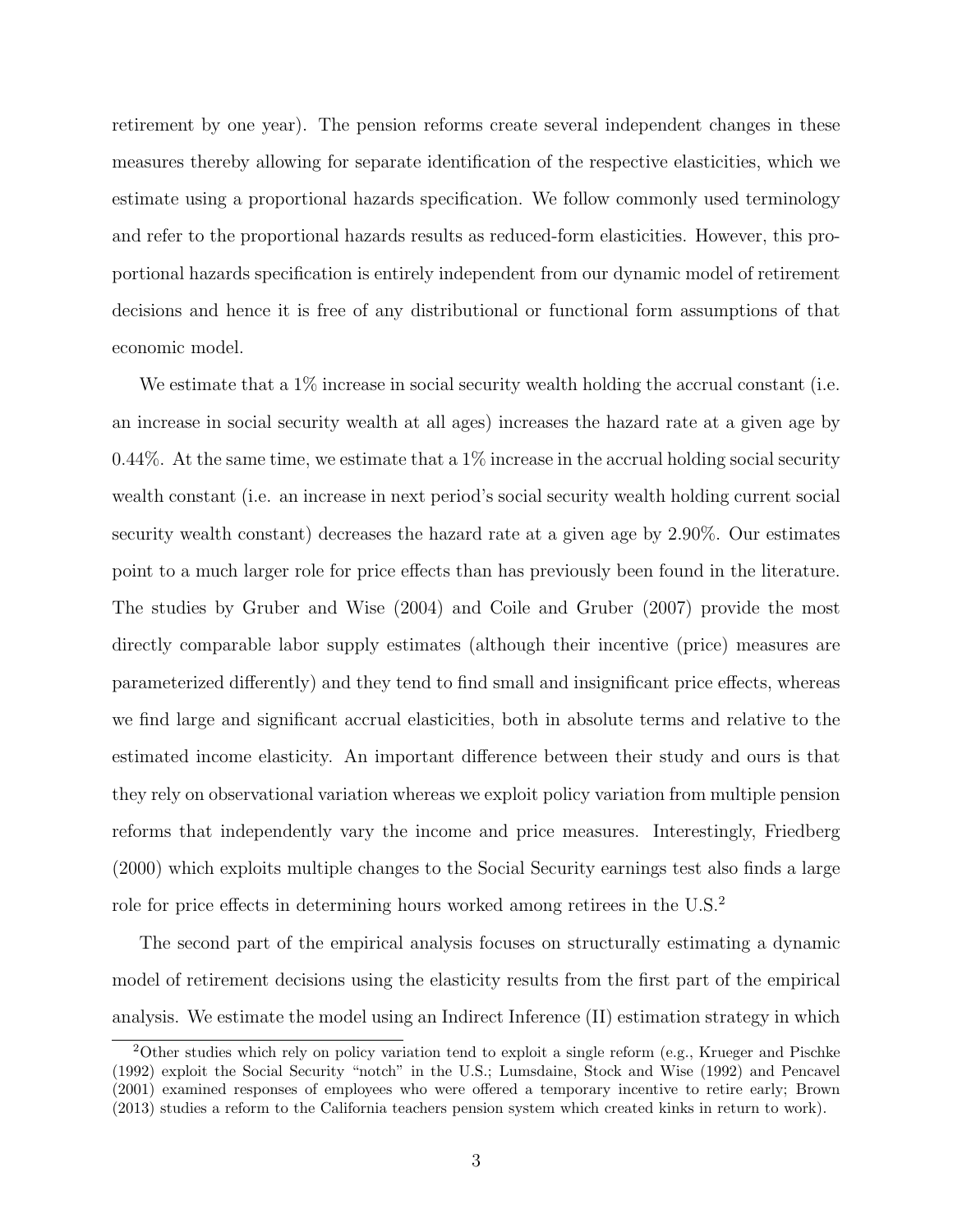retirement by one year). The pension reforms create several independent changes in these measures thereby allowing for separate identification of the respective elasticities, which we estimate using a proportional hazards specification. We follow commonly used terminology and refer to the proportional hazards results as reduced-form elasticities. However, this proportional hazards specification is entirely independent from our dynamic model of retirement decisions and hence it is free of any distributional or functional form assumptions of that economic model.

We estimate that a 1% increase in social security wealth holding the accrual constant (i.e. an increase in social security wealth at all ages) increases the hazard rate at a given age by 0.44%. At the same time, we estimate that a 1% increase in the accrual holding social security wealth constant (i.e. an increase in next period's social security wealth holding current social security wealth constant) decreases the hazard rate at a given age by 2.90%. Our estimates point to a much larger role for price effects than has previously been found in the literature. The studies by Gruber and Wise (2004) and Coile and Gruber (2007) provide the most directly comparable labor supply estimates (although their incentive (price) measures are parameterized differently) and they tend to find small and insignificant price effects, whereas we find large and significant accrual elasticities, both in absolute terms and relative to the estimated income elasticity. An important difference between their study and ours is that they rely on observational variation whereas we exploit policy variation from multiple pension reforms that independently vary the income and price measures. Interestingly, Friedberg (2000) which exploits multiple changes to the Social Security earnings test also finds a large role for price effects in determining hours worked among retirees in the U.S.[2]

The second part of the empirical analysis focuses on structurally estimating a dynamic model of retirement decisions using the elasticity results from the first part of the empirical analysis. We estimate the model using an Indirect Inference (II) estimation strategy in which

[2]Other studies which rely on policy variation tend to exploit a single reform (e.g., Krueger and Pischke (1992) exploit the Social Security "notch" in the U.S.; Lumsdaine, Stock and Wise (1992) and Pencavel (2001) examined responses of employees who were offered a temporary incentive to retire early; Brown (2013) studies a reform to the California teachers pension system which created kinks in return to work).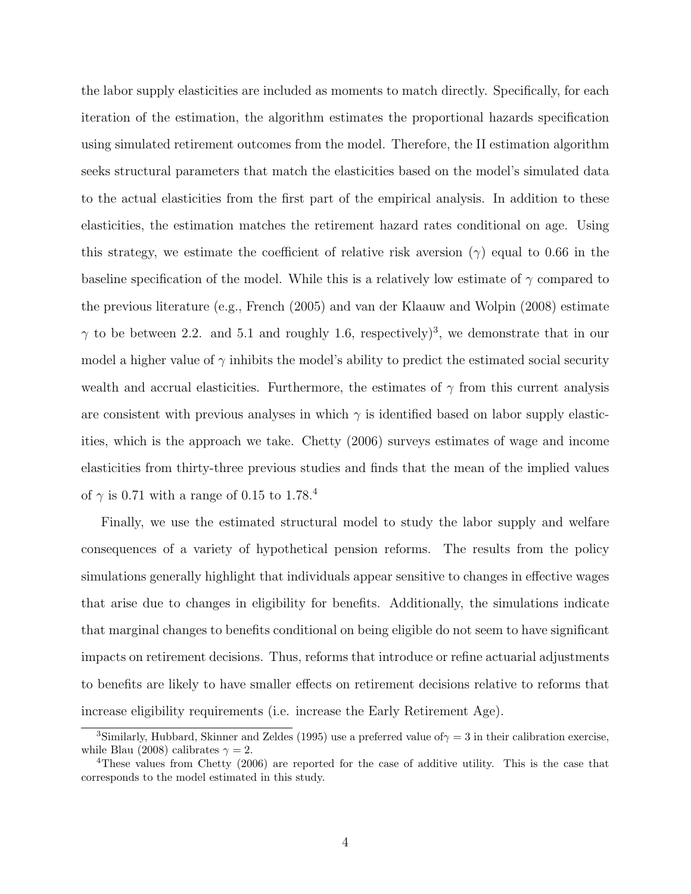the labor supply elasticities are included as moments to match directly. Specifically, for each iteration of the estimation, the algorithm estimates the proportional hazards specification using simulated retirement outcomes from the model. Therefore, the II estimation algorithm seeks structural parameters that match the elasticities based on the model's simulated data to the actual elasticities from the first part of the empirical analysis. In addition to these elasticities, the estimation matches the retirement hazard rates conditional on age. Using this strategy, we estimate the coefficient of relative risk aversion ($\gamma$) equal to 0.66 in the baseline specification of the model. While this is a relatively low estimate of $\gamma$ compared to the previous literature (e.g., French (2005) and van der Klaauw and Wolpin (2008) estimate $\gamma$ to be between 2.2. and 5.1 and roughly 1.6, respectively)[3], we demonstrate that in our model a higher value of $\gamma$ inhibits the model's ability to predict the estimated social security wealth and accrual elasticities. Furthermore, the estimates of $\gamma$ from this current analysis are consistent with previous analyses in which $\gamma$ is identified based on labor supply elasticities, which is the approach we take. Chetty (2006) surveys estimates of wage and income elasticities from thirty-three previous studies and finds that the mean of the implied values of $\gamma$ is 0.71 with a range of 0.15 to 1.78.[4]

Finally, we use the estimated structural model to study the labor supply and welfare consequences of a variety of hypothetical pension reforms. The results from the policy simulations generally highlight that individuals appear sensitive to changes in effective wages that arise due to changes in eligibility for benefits. Additionally, the simulations indicate that marginal changes to benefits conditional on being eligible do not seem to have significant impacts on retirement decisions. Thus, reforms that introduce or refine actuarial adjustments to benefits are likely to have smaller effects on retirement decisions relative to reforms that increase eligibility requirements (i.e. increase the Early Retirement Age).

[3]Similarly, Hubbard, Skinner and Zeldes (1995) use a preferred value of $\gamma = 3$ in their calibration exercise, while Blau (2008) calibrates $\gamma = 2$.

[4]These values from Chetty (2006) are reported for the case of additive utility. This is the case that corresponds to the model estimated in this study.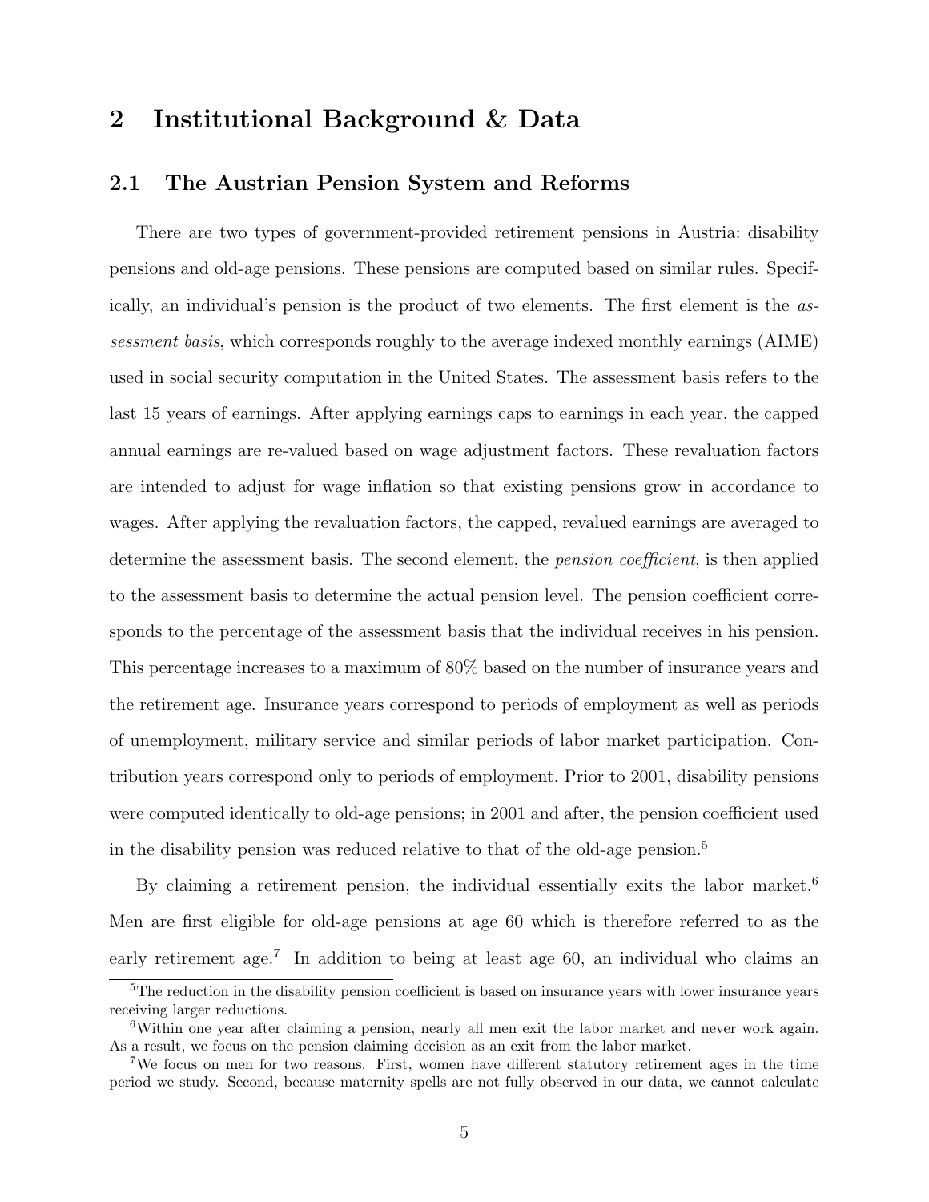# 2 Institutional Background & Data

## 2.1 The Austrian Pension System and Reforms

There are two types of government-provided retirement pensions in Austria: disability pensions and old-age pensions. These pensions are computed based on similar rules. Specifically, an individual's pension is the product of two elements. The first element is the *assessment basis*, which corresponds roughly to the average indexed monthly earnings (AIME) used in social security computation in the United States. The assessment basis refers to the last 15 years of earnings. After applying earnings caps to earnings in each year, the capped annual earnings are re-valued based on wage adjustment factors. These revaluation factors are intended to adjust for wage inflation so that existing pensions grow in accordance to wages. After applying the revaluation factors, the capped, revalued earnings are averaged to determine the assessment basis. The second element, the *pension coefficient*, is then applied to the assessment basis to determine the actual pension level. The pension coefficient corresponds to the percentage of the assessment basis that the individual receives in his pension. This percentage increases to a maximum of 80% based on the number of insurance years and the retirement age. Insurance years correspond to periods of employment as well as periods of unemployment, military service and similar periods of labor market participation. Contribution years correspond only to periods of employment. Prior to 2001, disability pensions were computed identically to old-age pensions; in 2001 and after, the pension coefficient used in the disability pension was reduced relative to that of the old-age pension.[5]

By claiming a retirement pension, the individual essentially exits the labor market.[6] Men are first eligible for old-age pensions at age 60 which is therefore referred to as the early retirement age.[7] In addition to being at least age 60, an individual who claims an

[5] The reduction in the disability pension coefficient is based on insurance years with lower insurance years receiving larger reductions.

[6] Within one year after claiming a pension, nearly all men exit the labor market and never work again. As a result, we focus on the pension claiming decision as an exit from the labor market.

[7] We focus on men for two reasons. First, women have different statutory retirement ages in the time period we study. Second, because maternity spells are not fully observed in our data, we cannot calculate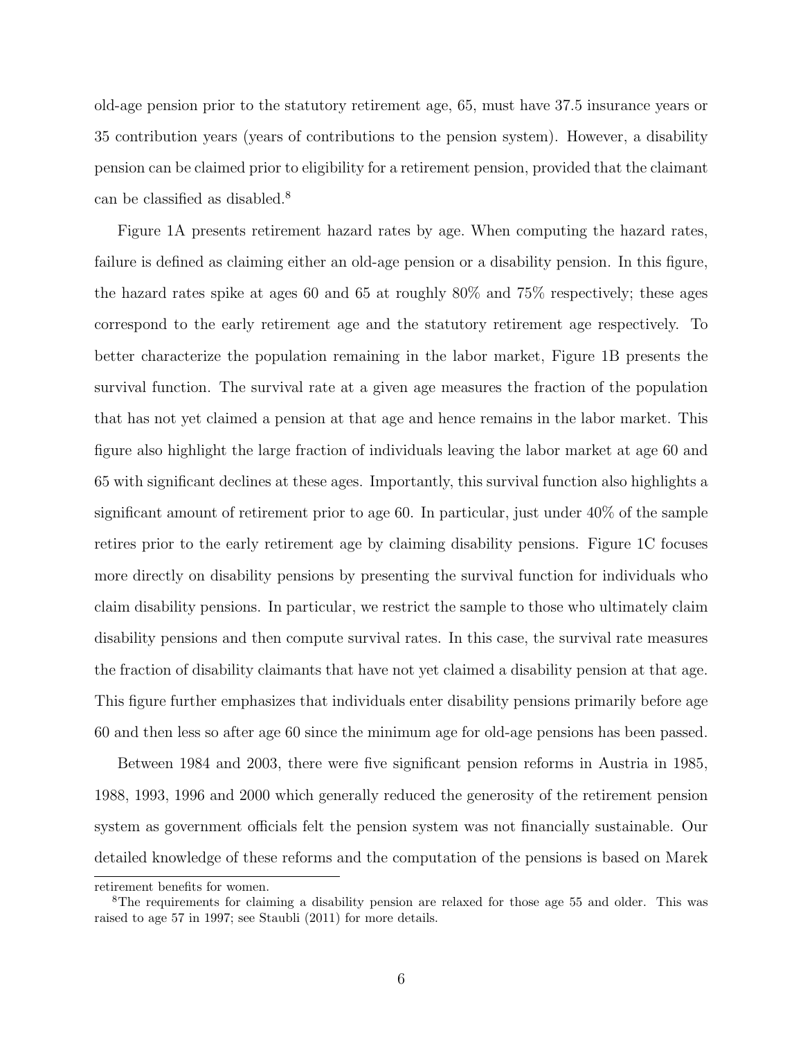old-age pension prior to the statutory retirement age, 65, must have 37.5 insurance years or 35 contribution years (years of contributions to the pension system). However, a disability pension can be claimed prior to eligibility for a retirement pension, provided that the claimant can be classified as disabled.[8]

Figure 1A presents retirement hazard rates by age. When computing the hazard rates, failure is defined as claiming either an old-age pension or a disability pension. In this figure, the hazard rates spike at ages 60 and 65 at roughly 80% and 75% respectively; these ages correspond to the early retirement age and the statutory retirement age respectively. To better characterize the population remaining in the labor market, Figure 1B presents the survival function. The survival rate at a given age measures the fraction of the population that has not yet claimed a pension at that age and hence remains in the labor market. This figure also highlight the large fraction of individuals leaving the labor market at age 60 and 65 with significant declines at these ages. Importantly, this survival function also highlights a significant amount of retirement prior to age 60. In particular, just under 40% of the sample retires prior to the early retirement age by claiming disability pensions. Figure 1C focuses more directly on disability pensions by presenting the survival function for individuals who claim disability pensions. In particular, we restrict the sample to those who ultimately claim disability pensions and then compute survival rates. In this case, the survival rate measures the fraction of disability claimants that have not yet claimed a disability pension at that age. This figure further emphasizes that individuals enter disability pensions primarily before age 60 and then less so after age 60 since the minimum age for old-age pensions has been passed.

Between 1984 and 2003, there were five significant pension reforms in Austria in 1985, 1988, 1993, 1996 and 2000 which generally reduced the generosity of the retirement pension system as government officials felt the pension system was not financially sustainable. Our detailed knowledge of these reforms and the computation of the pensions is based on Marek

retirement benefits for women.

[8]The requirements for claiming a disability pension are relaxed for those age 55 and older. This was raised to age 57 in 1997; see Staubli (2011) for more details.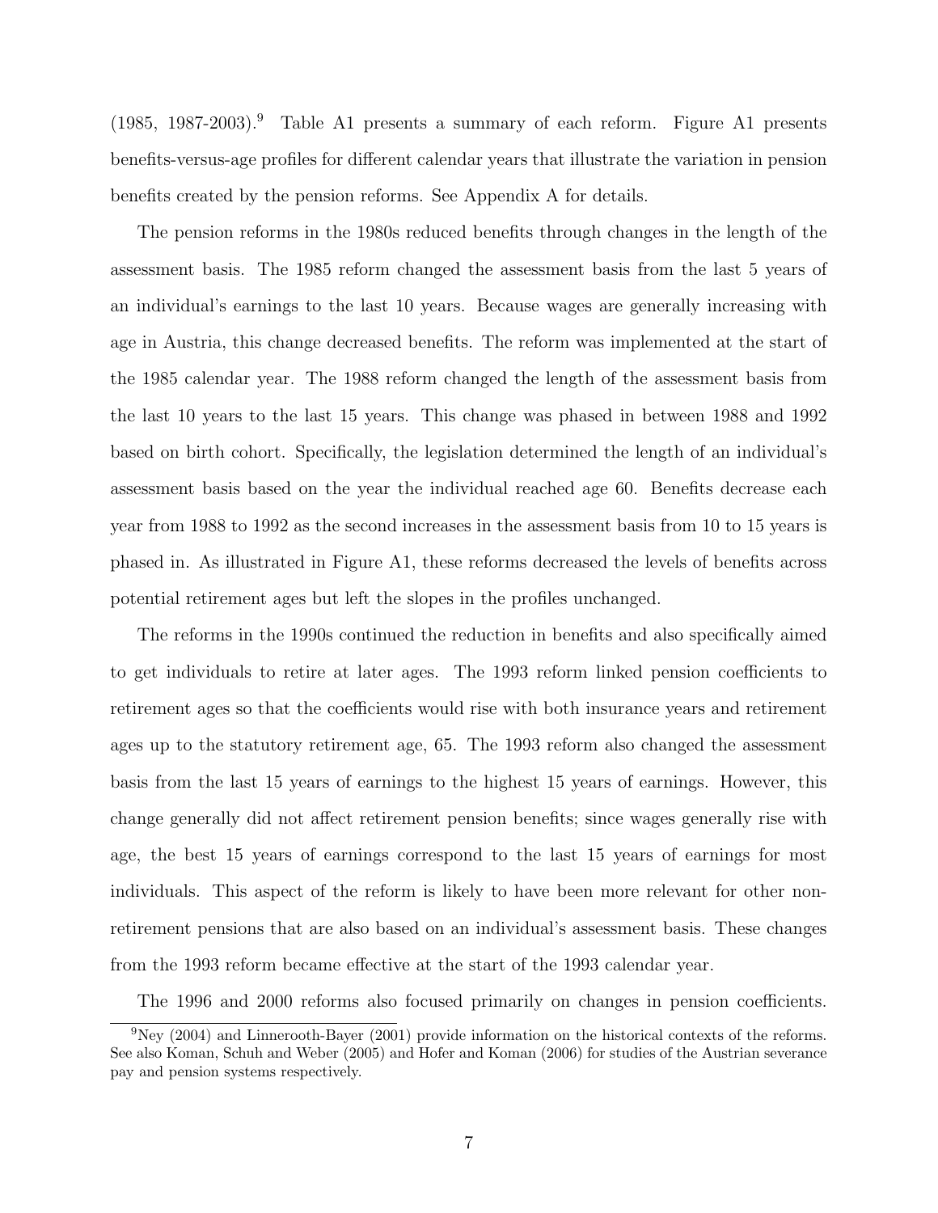(1985, 1987-2003).[9] Table A1 presents a summary of each reform. Figure A1 presents benefits-versus-age profiles for different calendar years that illustrate the variation in pension benefits created by the pension reforms. See Appendix A for details.

The pension reforms in the 1980s reduced benefits through changes in the length of the assessment basis. The 1985 reform changed the assessment basis from the last 5 years of an individual's earnings to the last 10 years. Because wages are generally increasing with age in Austria, this change decreased benefits. The reform was implemented at the start of the 1985 calendar year. The 1988 reform changed the length of the assessment basis from the last 10 years to the last 15 years. This change was phased in between 1988 and 1992 based on birth cohort. Specifically, the legislation determined the length of an individual's assessment basis based on the year the individual reached age 60. Benefits decrease each year from 1988 to 1992 as the second increases in the assessment basis from 10 to 15 years is phased in. As illustrated in Figure A1, these reforms decreased the levels of benefits across potential retirement ages but left the slopes in the profiles unchanged.

The reforms in the 1990s continued the reduction in benefits and also specifically aimed to get individuals to retire at later ages. The 1993 reform linked pension coefficients to retirement ages so that the coefficients would rise with both insurance years and retirement ages up to the statutory retirement age, 65. The 1993 reform also changed the assessment basis from the last 15 years of earnings to the highest 15 years of earnings. However, this change generally did not affect retirement pension benefits; since wages generally rise with age, the best 15 years of earnings correspond to the last 15 years of earnings for most individuals. This aspect of the reform is likely to have been more relevant for other non-retirement pensions that are also based on an individual's assessment basis. These changes from the 1993 reform became effective at the start of the 1993 calendar year.

The 1996 and 2000 reforms also focused primarily on changes in pension coefficients.

[9] Ney (2004) and Linnerooth-Bayer (2001) provide information on the historical contexts of the reforms. See also Koman, Schuh and Weber (2005) and Hofer and Koman (2006) for studies of the Austrian severance pay and pension systems respectively.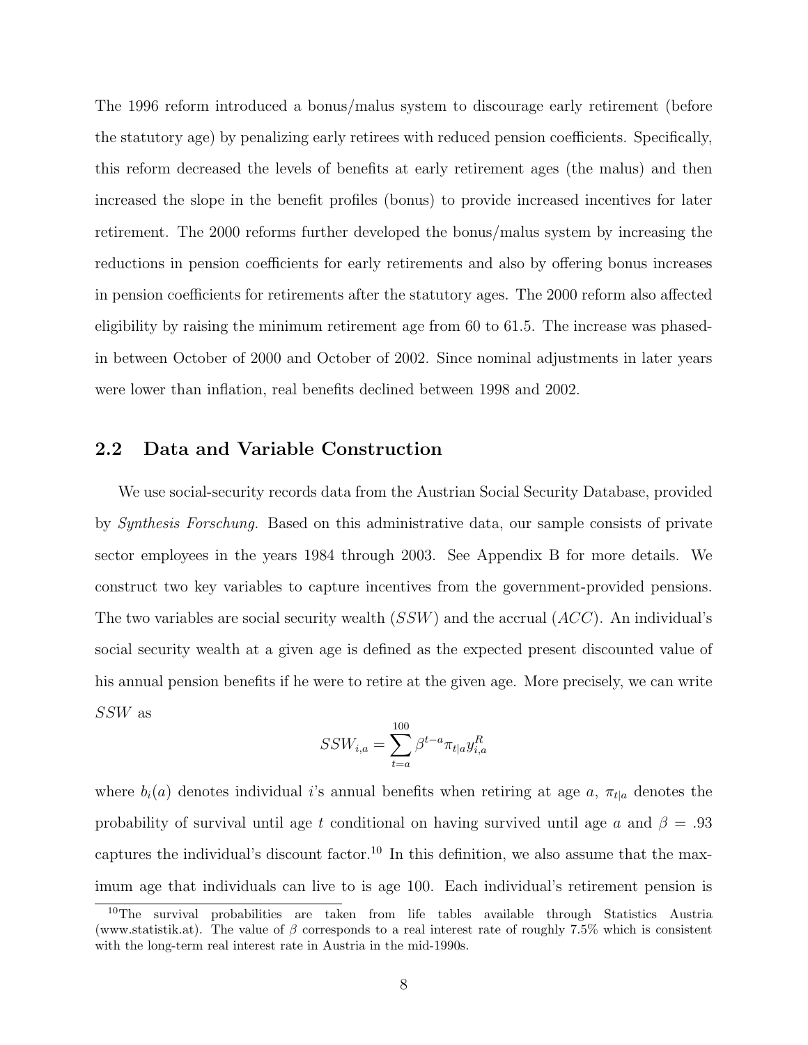The 1996 reform introduced a bonus/malus system to discourage early retirement (before the statutory age) by penalizing early retirees with reduced pension coefficients. Specifically, this reform decreased the levels of benefits at early retirement ages (the malus) and then increased the slope in the benefit profiles (bonus) to provide increased incentives for later retirement. The 2000 reforms further developed the bonus/malus system by increasing the reductions in pension coefficients for early retirements and also by offering bonus increases in pension coefficients for retirements after the statutory ages. The 2000 reform also affected eligibility by raising the minimum retirement age from 60 to 61.5. The increase was phased-in between October of 2000 and October of 2002. Since nominal adjustments in later years were lower than inflation, real benefits declined between 1998 and 2002.

## 2.2 Data and Variable Construction

We use social-security records data from the Austrian Social Security Database, provided by *Synthesis Forschung.* Based on this administrative data, our sample consists of private sector employees in the years 1984 through 2003. See Appendix B for more details. We construct two key variables to capture incentives from the government-provided pensions. The two variables are social security wealth ($SSW$) and the accrual ($ACC$). An individual's social security wealth at a given age is defined as the expected present discounted value of his annual pension benefits if he were to retire at the given age. More precisely, we can write $SSW$ as

$$SSW_{i,a} = \sum_{t=a}^{100} \beta^{t-a} \pi_{t|a} y_{i,a}^{R}$$

where $b_i(a)$ denotes individual $i$'s annual benefits when retiring at age $a$, $\pi_{t|a}$ denotes the probability of survival until age $t$ conditional on having survived until age $a$ and $\beta = .93$ captures the individual's discount factor.[10] In this definition, we also assume that the maximum age that individuals can live to is age 100. Each individual's retirement pension is

[10]The survival probabilities are taken from life tables available through Statistics Austria (www.statistik.at). The value of $\beta$ corresponds to a real interest rate of roughly 7.5% which is consistent with the long-term real interest rate in Austria in the mid-1990s.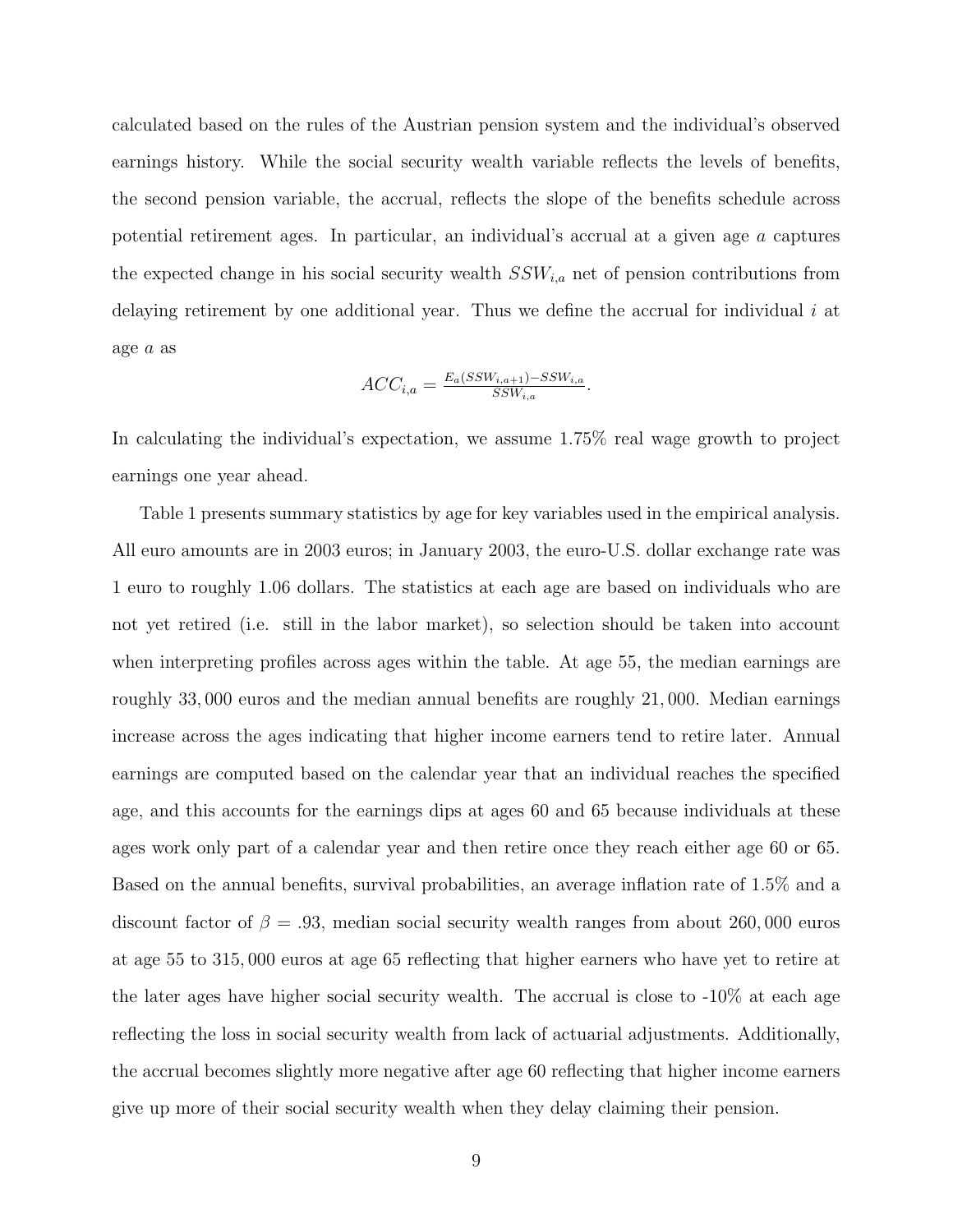calculated based on the rules of the Austrian pension system and the individual's observed earnings history. While the social security wealth variable reflects the levels of benefits, the second pension variable, the accrual, reflects the slope of the benefits schedule across potential retirement ages. In particular, an individual's accrual at a given age $a$ captures the expected change in his social security wealth $SSW_{i,a}$ net of pension contributions from delaying retirement by one additional year. Thus we define the accrual for individual $i$ at age $a$ as

$$ACC_{i,a} = \frac{E_a(SSW_{i,a+1}) - SSW_{i,a}}{SSW_{i,a}}.$$

In calculating the individual's expectation, we assume 1.75% real wage growth to project earnings one year ahead.

Table 1 presents summary statistics by age for key variables used in the empirical analysis. All euro amounts are in 2003 euros; in January 2003, the euro-U.S. dollar exchange rate was 1 euro to roughly 1.06 dollars. The statistics at each age are based on individuals who are not yet retired (i.e. still in the labor market), so selection should be taken into account when interpreting profiles across ages within the table. At age 55, the median earnings are roughly 33,000 euros and the median annual benefits are roughly 21,000. Median earnings increase across the ages indicating that higher income earners tend to retire later. Annual earnings are computed based on the calendar year that an individual reaches the specified age, and this accounts for the earnings dips at ages 60 and 65 because individuals at these ages work only part of a calendar year and then retire once they reach either age 60 or 65. Based on the annual benefits, survival probabilities, an average inflation rate of 1.5% and a discount factor of $\beta = .93$, median social security wealth ranges from about 260,000 euros at age 55 to 315,000 euros at age 65 reflecting that higher earners who have yet to retire at the later ages have higher social security wealth. The accrual is close to -10% at each age reflecting the loss in social security wealth from lack of actuarial adjustments. Additionally, the accrual becomes slightly more negative after age 60 reflecting that higher income earners give up more of their social security wealth when they delay claiming their pension.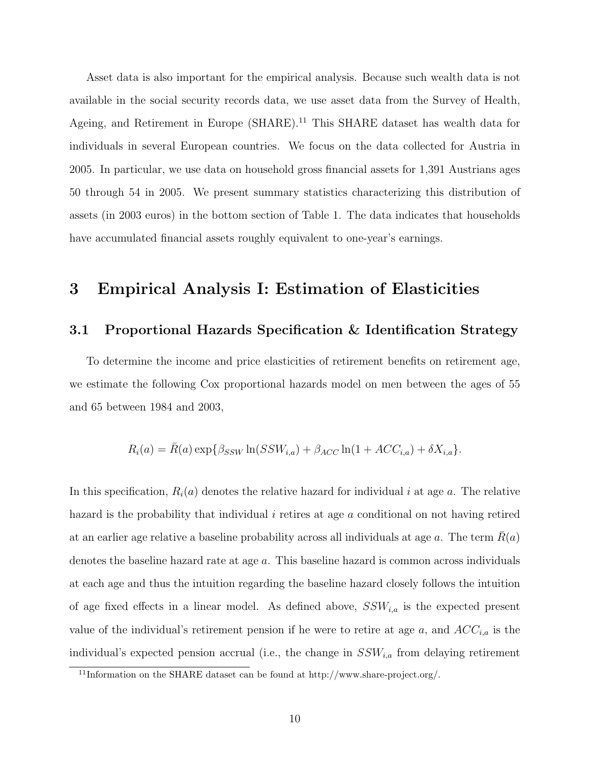Asset data is also important for the empirical analysis. Because such wealth data is not available in the social security records data, we use asset data from the Survey of Health, Ageing, and Retirement in Europe (SHARE).[11] This SHARE dataset has wealth data for individuals in several European countries. We focus on the data collected for Austria in 2005. In particular, we use data on household gross financial assets for 1,391 Austrians ages 50 through 54 in 2005. We present summary statistics characterizing this distribution of assets (in 2003 euros) in the bottom section of Table 1. The data indicates that households have accumulated financial assets roughly equivalent to one-year's earnings.

# 3 Empirical Analysis I: Estimation of Elasticities

## 3.1 Proportional Hazards Specification & Identification Strategy

To determine the income and price elasticities of retirement benefits on retirement age, we estimate the following Cox proportional hazards model on men between the ages of 55 and 65 between 1984 and 2003,

$$R_i(a) = \bar{R}(a) \exp\{\beta_{SSW} \ln(SSW_{i,a}) + \beta_{ACC} \ln(1 + ACC_{i,a}) + \delta X_{i,a}\}.$$

In this specification, $R_i(a)$ denotes the relative hazard for individual $i$ at age $a$. The relative hazard is the probability that individual $i$ retires at age $a$ conditional on not having retired at an earlier age relative a baseline probability across all individuals at age $a$. The term $\bar{R}(a)$ denotes the baseline hazard rate at age $a$. This baseline hazard is common across individuals at each age and thus the intuition regarding the baseline hazard closely follows the intuition of age fixed effects in a linear model. As defined above, $SSW_{i,a}$ is the expected present value of the individual's retirement pension if he were to retire at age $a$, and $ACC_{i,a}$ is the individual's expected pension accrual (i.e., the change in $SSW_{i,a}$ from delaying retirement

[11] Information on the SHARE dataset can be found at http://www.share-project.org/.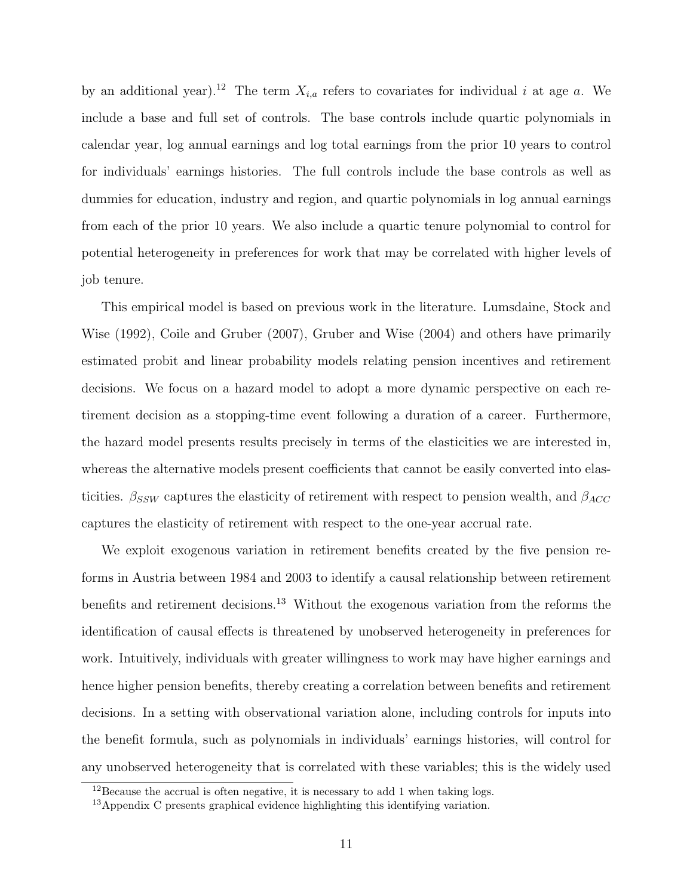by an additional year).[12] The term $X_{i,a}$ refers to covariates for individual $i$ at age $a$. We include a base and full set of controls. The base controls include quartic polynomials in calendar year, log annual earnings and log total earnings from the prior 10 years to control for individuals' earnings histories. The full controls include the base controls as well as dummies for education, industry and region, and quartic polynomials in log annual earnings from each of the prior 10 years. We also include a quartic tenure polynomial to control for potential heterogeneity in preferences for work that may be correlated with higher levels of job tenure.

This empirical model is based on previous work in the literature. Lumsdaine, Stock and Wise (1992), Coile and Gruber (2007), Gruber and Wise (2004) and others have primarily estimated probit and linear probability models relating pension incentives and retirement decisions. We focus on a hazard model to adopt a more dynamic perspective on each retirement decision as a stopping-time event following a duration of a career. Furthermore, the hazard model presents results precisely in terms of the elasticities we are interested in, whereas the alternative models present coefficients that cannot be easily converted into elasticities. $\beta_{SSW}$ captures the elasticity of retirement with respect to pension wealth, and $\beta_{ACC}$ captures the elasticity of retirement with respect to the one-year accrual rate.

We exploit exogenous variation in retirement benefits created by the five pension reforms in Austria between 1984 and 2003 to identify a causal relationship between retirement benefits and retirement decisions.[13] Without the exogenous variation from the reforms the identification of causal effects is threatened by unobserved heterogeneity in preferences for work. Intuitively, individuals with greater willingness to work may have higher earnings and hence higher pension benefits, thereby creating a correlation between benefits and retirement decisions. In a setting with observational variation alone, including controls for inputs into the benefit formula, such as polynomials in individuals' earnings histories, will control for any unobserved heterogeneity that is correlated with these variables; this is the widely used

[12] Because the accrual is often negative, it is necessary to add 1 when taking logs.

[13] Appendix C presents graphical evidence highlighting this identifying variation.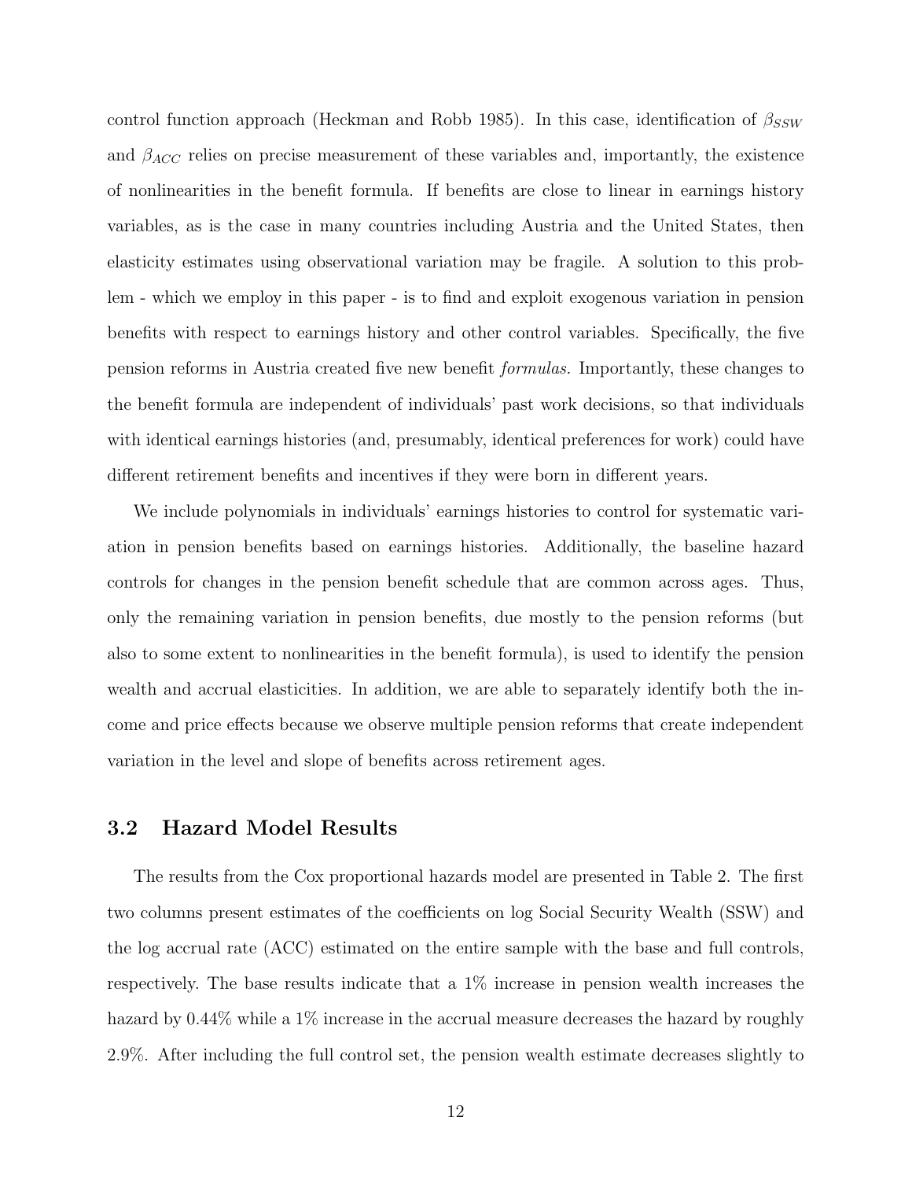control function approach (Heckman and Robb 1985). In this case, identification of $\beta_{SSW}$ and $\beta_{ACC}$ relies on precise measurement of these variables and, importantly, the existence of nonlinearities in the benefit formula. If benefits are close to linear in earnings history variables, as is the case in many countries including Austria and the United States, then elasticity estimates using observational variation may be fragile. A solution to this problem - which we employ in this paper - is to find and exploit exogenous variation in pension benefits with respect to earnings history and other control variables. Specifically, the five pension reforms in Austria created five new benefit *formulas*. Importantly, these changes to the benefit formula are independent of individuals' past work decisions, so that individuals with identical earnings histories (and, presumably, identical preferences for work) could have different retirement benefits and incentives if they were born in different years.

We include polynomials in individuals' earnings histories to control for systematic variation in pension benefits based on earnings histories. Additionally, the baseline hazard controls for changes in the pension benefit schedule that are common across ages. Thus, only the remaining variation in pension benefits, due mostly to the pension reforms (but also to some extent to nonlinearities in the benefit formula), is used to identify the pension wealth and accrual elasticities. In addition, we are able to separately identify both the income and price effects because we observe multiple pension reforms that create independent variation in the level and slope of benefits across retirement ages.

## 3.2 Hazard Model Results

The results from the Cox proportional hazards model are presented in Table 2. The first two columns present estimates of the coefficients on log Social Security Wealth (SSW) and the log accrual rate (ACC) estimated on the entire sample with the base and full controls, respectively. The base results indicate that a 1% increase in pension wealth increases the hazard by 0.44% while a 1% increase in the accrual measure decreases the hazard by roughly 2.9%. After including the full control set, the pension wealth estimate decreases slightly to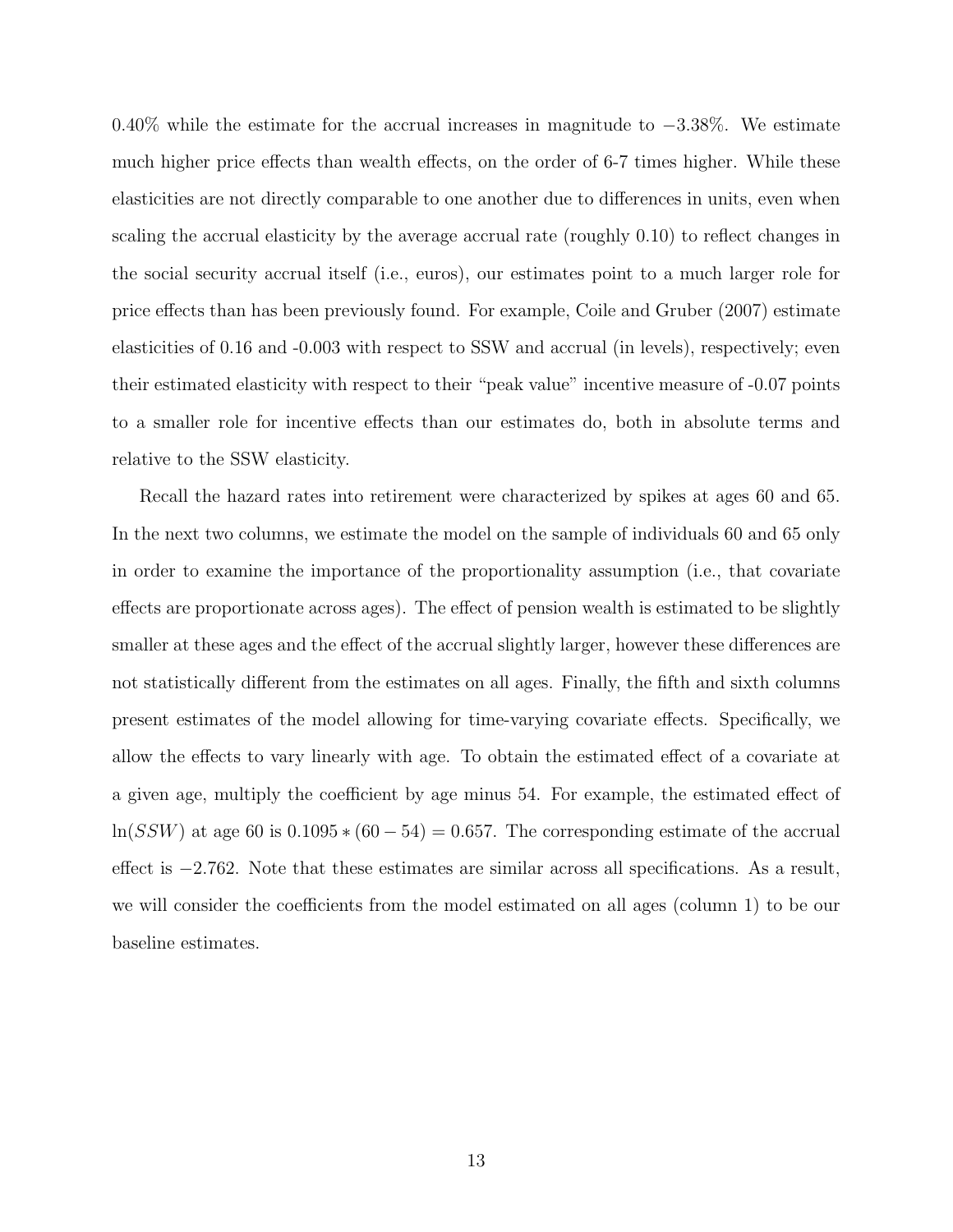0.40% while the estimate for the accrual increases in magnitude to $-3.38\%$. We estimate much higher price effects than wealth effects, on the order of 6-7 times higher. While these elasticities are not directly comparable to one another due to differences in units, even when scaling the accrual elasticity by the average accrual rate (roughly 0.10) to reflect changes in the social security accrual itself (i.e., euros), our estimates point to a much larger role for price effects than has been previously found. For example, Coile and Gruber (2007) estimate elasticities of 0.16 and -0.003 with respect to SSW and accrual (in levels), respectively; even their estimated elasticity with respect to their "peak value" incentive measure of -0.07 points to a smaller role for incentive effects than our estimates do, both in absolute terms and relative to the SSW elasticity.

Recall the hazard rates into retirement were characterized by spikes at ages 60 and 65. In the next two columns, we estimate the model on the sample of individuals 60 and 65 only in order to examine the importance of the proportionality assumption (i.e., that covariate effects are proportionate across ages). The effect of pension wealth is estimated to be slightly smaller at these ages and the effect of the accrual slightly larger, however these differences are not statistically different from the estimates on all ages. Finally, the fifth and sixth columns present estimates of the model allowing for time-varying covariate effects. Specifically, we allow the effects to vary linearly with age. To obtain the estimated effect of a covariate at a given age, multiply the coefficient by age minus 54. For example, the estimated effect of $\ln(SSW)$ at age 60 is $0.1095 * (60 - 54) = 0.657$. The corresponding estimate of the accrual effect is $-2.762$. Note that these estimates are similar across all specifications. As a result, we will consider the coefficients from the model estimated on all ages (column 1) to be our baseline estimates.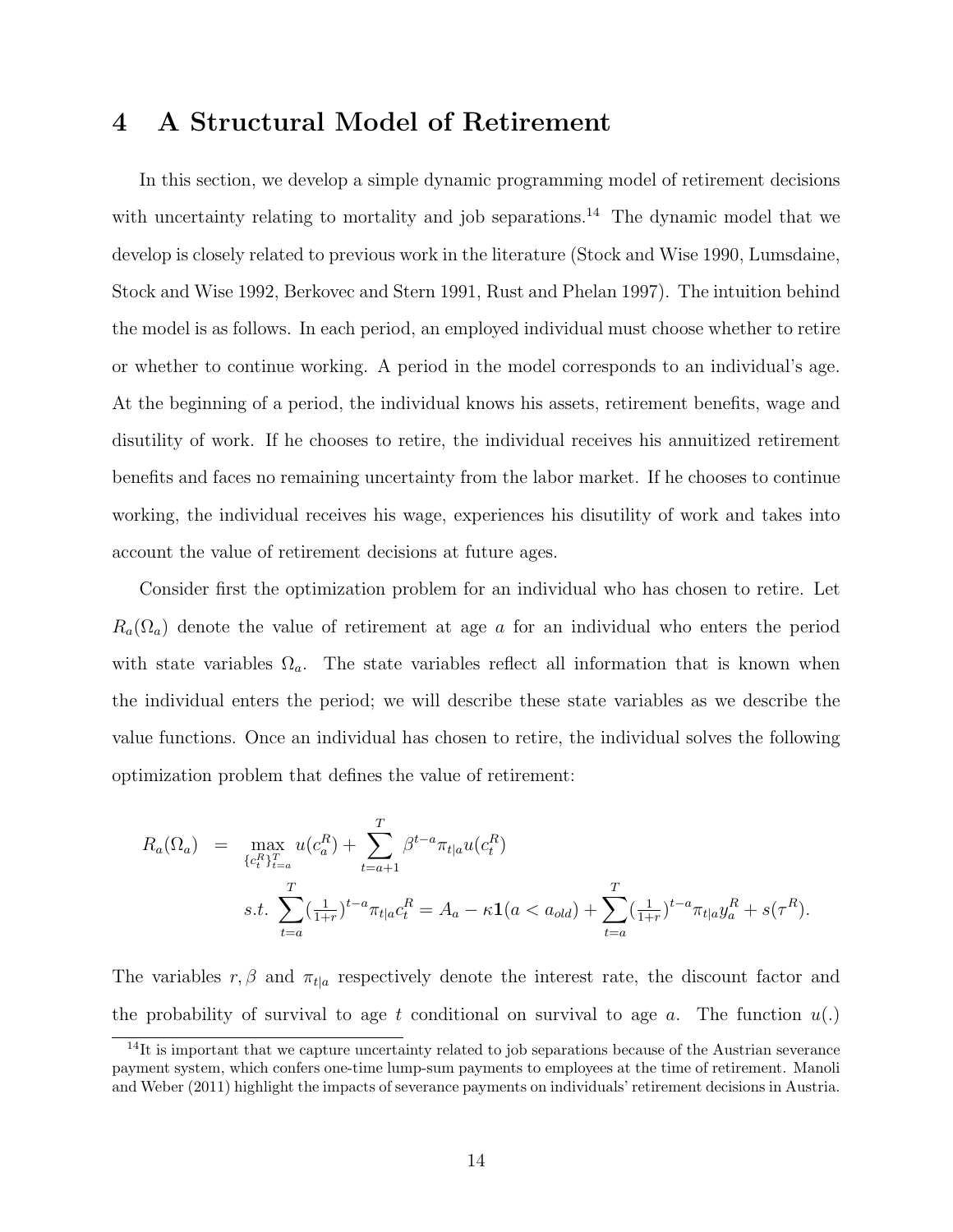# 4 A Structural Model of Retirement

In this section, we develop a simple dynamic programming model of retirement decisions with uncertainty relating to mortality and job separations.[14] The dynamic model that we develop is closely related to previous work in the literature (Stock and Wise 1990, Lumsdaine, Stock and Wise 1992, Berkovec and Stern 1991, Rust and Phelan 1997). The intuition behind the model is as follows. In each period, an employed individual must choose whether to retire or whether to continue working. A period in the model corresponds to an individual's age. At the beginning of a period, the individual knows his assets, retirement benefits, wage and disutility of work. If he chooses to retire, the individual receives his annuitized retirement benefits and faces no remaining uncertainty from the labor market. If he chooses to continue working, the individual receives his wage, experiences his disutility of work and takes into account the value of retirement decisions at future ages.

Consider first the optimization problem for an individual who has chosen to retire. Let $R_a(\Omega_a)$ denote the value of retirement at age $a$ for an individual who enters the period with state variables $\Omega_a$. The state variables reflect all information that is known when the individual enters the period; we will describe these state variables as we describe the value functions. Once an individual has chosen to retire, the individual solves the following optimization problem that defines the value of retirement:

$$
\begin{aligned}
R_a(\Omega_a) \;&=\; \max_{\{c_t^R\}_{t=a}^T} u(c_a^R) + \sum_{t=a+1}^{T} \beta^{t-a} \pi_{t|a} u(c_t^R) \\
& \quad s.t. \; \sum_{t=a}^{T} (\tfrac{1}{1+r})^{t-a} \pi_{t|a} c_t^R = A_a - \kappa \mathbf{1}(a < a_{old}) + \sum_{t=a}^{T} (\tfrac{1}{1+r})^{t-a} \pi_{t|a} y_a^R + s(\tau^R).
\end{aligned}
$$

The variables $r, \beta$ and $\pi_{t|a}$ respectively denote the interest rate, the discount factor and the probability of survival to age $t$ conditional on survival to age $a$. The function $u(.)$

[14] It is important that we capture uncertainty related to job separations because of the Austrian severance payment system, which confers one-time lump-sum payments to employees at the time of retirement. Manoli and Weber (2011) highlight the impacts of severance payments on individuals' retirement decisions in Austria.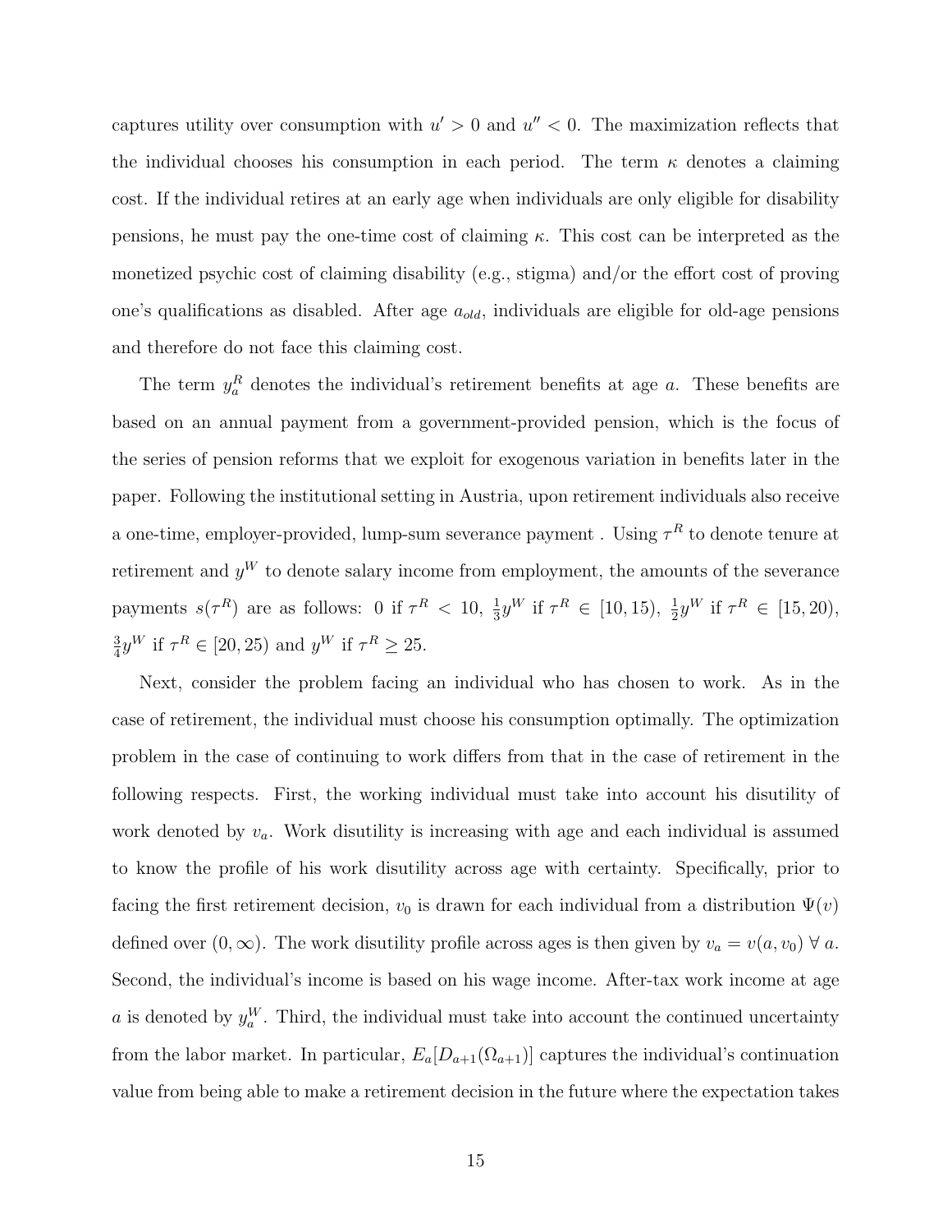captures utility over consumption with $u' > 0$ and $u'' < 0$. The maximization reflects that the individual chooses his consumption in each period. The term $\kappa$ denotes a claiming cost. If the individual retires at an early age when individuals are only eligible for disability pensions, he must pay the one-time cost of claiming $\kappa$. This cost can be interpreted as the monetized psychic cost of claiming disability (e.g., stigma) and/or the effort cost of proving one's qualifications as disabled. After age $a_{old}$, individuals are eligible for old-age pensions and therefore do not face this claiming cost.

The term $y_a^R$ denotes the individual's retirement benefits at age $a$. These benefits are based on an annual payment from a government-provided pension, which is the focus of the series of pension reforms that we exploit for exogenous variation in benefits later in the paper. Following the institutional setting in Austria, upon retirement individuals also receive a one-time, employer-provided, lump-sum severance payment . Using $\tau^R$ to denote tenure at retirement and $y^W$ to denote salary income from employment, the amounts of the severance payments $s(\tau^R)$ are as follows: 0 if $\tau^R < 10$, $\frac{1}{3}y^W$ if $\tau^R \in [10, 15)$, $\frac{1}{2}y^W$ if $\tau^R \in [15, 20)$, $\frac{3}{4}y^W$ if $\tau^R \in [20, 25)$ and $y^W$ if $\tau^R \geq 25$.

Next, consider the problem facing an individual who has chosen to work. As in the case of retirement, the individual must choose his consumption optimally. The optimization problem in the case of continuing to work differs from that in the case of retirement in the following respects. First, the working individual must take into account his disutility of work denoted by $v_a$. Work disutility is increasing with age and each individual is assumed to know the profile of his work disutility across age with certainty. Specifically, prior to facing the first retirement decision, $v_0$ is drawn for each individual from a distribution $\Psi(v)$ defined over $(0, \infty)$. The work disutility profile across ages is then given by $v_a = v(a, v_0)\ \forall\ a$. Second, the individual's income is based on his wage income. After-tax work income at age $a$ is denoted by $y_a^W$. Third, the individual must take into account the continued uncertainty from the labor market. In particular, $E_a[D_{a+1}(\Omega_{a+1})]$ captures the individual's continuation value from being able to make a retirement decision in the future where the expectation takes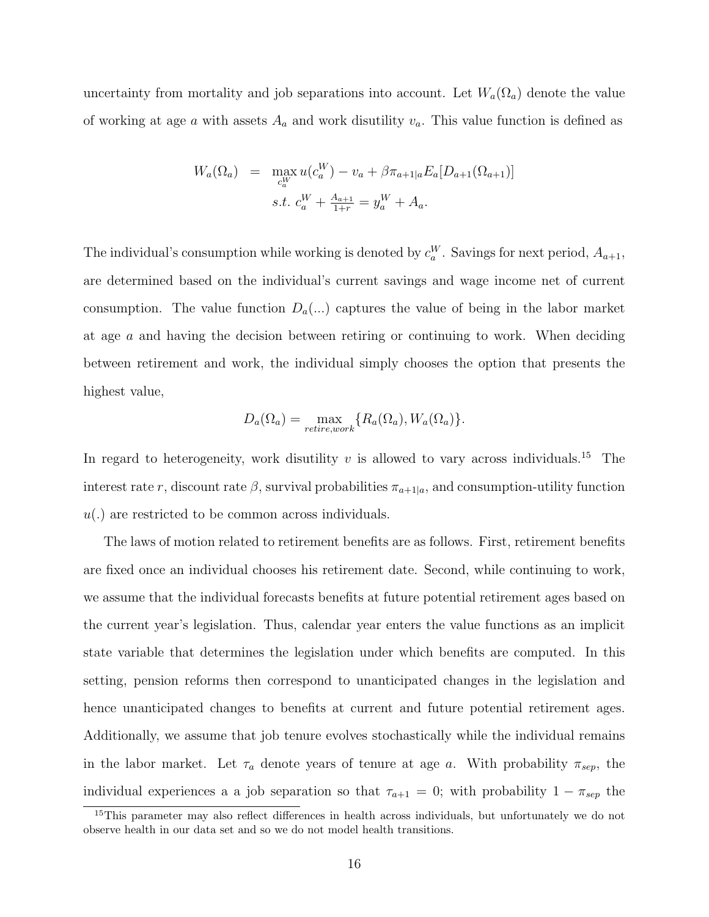uncertainty from mortality and job separations into account. Let $W_a(\Omega_a)$ denote the value of working at age $a$ with assets $A_a$ and work disutility $v_a$. This value function is defined as

$$
\begin{aligned}
W_a(\Omega_a) \;&=\; \max_{c_a^W} u(c_a^W) - v_a + \beta \pi_{a+1|a} E_a[D_{a+1}(\Omega_{a+1})] \\
&\quad\; s.t.\ c_a^W + \tfrac{A_{a+1}}{1+r} = y_a^W + A_a.
\end{aligned}
$$

The individual's consumption while working is denoted by $c_a^W$. Savings for next period, $A_{a+1}$, are determined based on the individual's current savings and wage income net of current consumption. The value function $D_a(...)$ captures the value of being in the labor market at age $a$ and having the decision between retiring or continuing to work. When deciding between retirement and work, the individual simply chooses the option that presents the highest value,

$$
D_a(\Omega_a) = \max_{retire, work} \{R_a(\Omega_a), W_a(\Omega_a)\}.
$$

In regard to heterogeneity, work disutility $v$ is allowed to vary across individuals.[15] The interest rate $r$, discount rate $\beta$, survival probabilities $\pi_{a+1|a}$, and consumption-utility function $u(.)$ are restricted to be common across individuals.

The laws of motion related to retirement benefits are as follows. First, retirement benefits are fixed once an individual chooses his retirement date. Second, while continuing to work, we assume that the individual forecasts benefits at future potential retirement ages based on the current year's legislation. Thus, calendar year enters the value functions as an implicit state variable that determines the legislation under which benefits are computed. In this setting, pension reforms then correspond to unanticipated changes in the legislation and hence unanticipated changes to benefits at current and future potential retirement ages. Additionally, we assume that job tenure evolves stochastically while the individual remains in the labor market. Let $\tau_a$ denote years of tenure at age $a$. With probability $\pi_{sep}$, the individual experiences a a job separation so that $\tau_{a+1} = 0$; with probability $1 - \pi_{sep}$ the

[15] This parameter may also reflect differences in health across individuals, but unfortunately we do not observe health in our data set and so we do not model health transitions.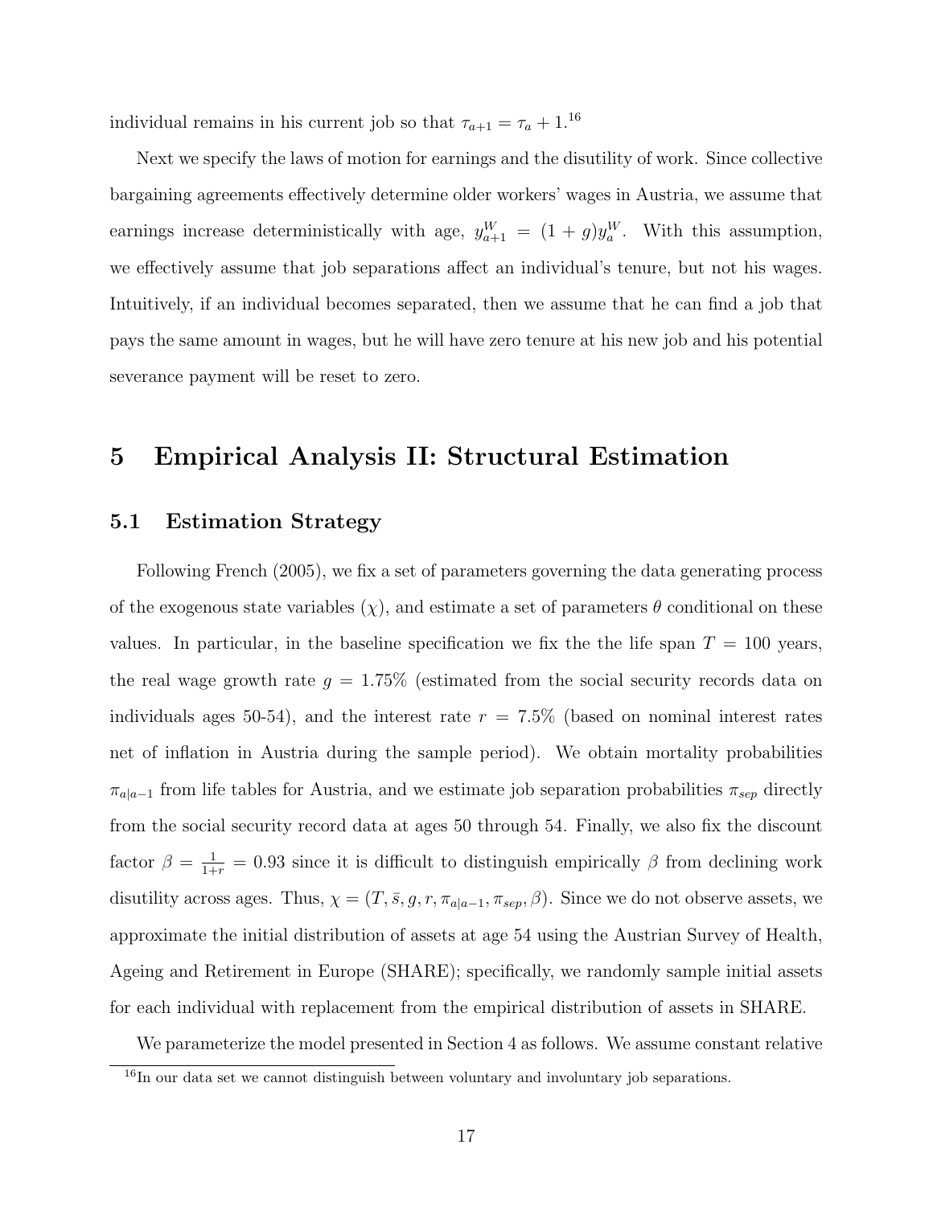individual remains in his current job so that $\tau_{a+1} = \tau_a + 1$.[16]

Next we specify the laws of motion for earnings and the disutility of work. Since collective bargaining agreements effectively determine older workers' wages in Austria, we assume that earnings increase deterministically with age, $y^W_{a+1} = (1+g)y^W_a$. With this assumption, we effectively assume that job separations affect an individual's tenure, but not his wages. Intuitively, if an individual becomes separated, then we assume that he can find a job that pays the same amount in wages, but he will have zero tenure at his new job and his potential severance payment will be reset to zero.

# 5 Empirical Analysis II: Structural Estimation

## 5.1 Estimation Strategy

Following French (2005), we fix a set of parameters governing the data generating process of the exogenous state variables ($\chi$), and estimate a set of parameters $\theta$ conditional on these values. In particular, in the baseline specification we fix the the life span $T = 100$ years, the real wage growth rate $g = 1.75\%$ (estimated from the social security records data on individuals ages 50-54), and the interest rate $r = 7.5\%$ (based on nominal interest rates net of inflation in Austria during the sample period). We obtain mortality probabilities $\pi_{a|a-1}$ from life tables for Austria, and we estimate job separation probabilities $\pi_{sep}$ directly from the social security record data at ages 50 through 54. Finally, we also fix the discount factor $\beta = \frac{1}{1+r} = 0.93$ since it is difficult to distinguish empirically $\beta$ from declining work disutility across ages. Thus, $\chi = (T, \bar{s}, g, r, \pi_{a|a-1}, \pi_{sep}, \beta)$. Since we do not observe assets, we approximate the initial distribution of assets at age 54 using the Austrian Survey of Health, Ageing and Retirement in Europe (SHARE); specifically, we randomly sample initial assets for each individual with replacement from the empirical distribution of assets in SHARE.

We parameterize the model presented in Section 4 as follows. We assume constant relative

[16] In our data set we cannot distinguish between voluntary and involuntary job separations.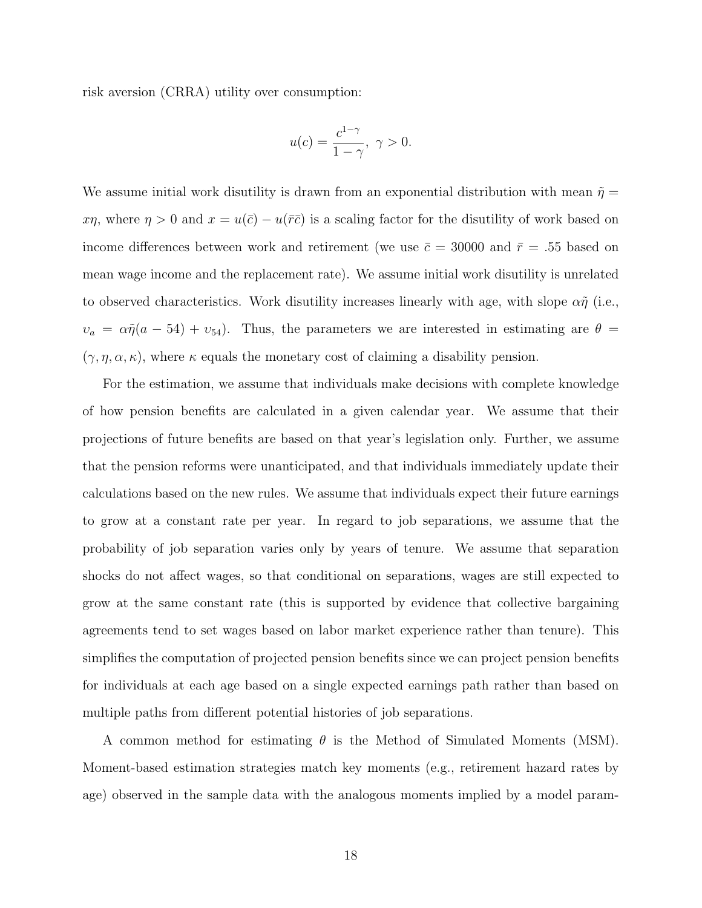risk aversion (CRRA) utility over consumption:

$$u(c) = \frac{c^{1-\gamma}}{1-\gamma},\ \gamma > 0.$$

We assume initial work disutility is drawn from an exponential distribution with mean $\tilde{\eta} = x\eta$, where $\eta > 0$ and $x = u(\bar{c}) - u(\bar{r}\bar{c})$ is a scaling factor for the disutility of work based on income differences between work and retirement (we use $\bar{c} = 30000$ and $\bar{r} = .55$ based on mean wage income and the replacement rate). We assume initial work disutility is unrelated to observed characteristics. Work disutility increases linearly with age, with slope $\alpha\tilde{\eta}$ (i.e., $\upsilon_a = \alpha\tilde{\eta}(a - 54) + \upsilon_{54}$). Thus, the parameters we are interested in estimating are $\theta = (\gamma, \eta, \alpha, \kappa)$, where $\kappa$ equals the monetary cost of claiming a disability pension.

For the estimation, we assume that individuals make decisions with complete knowledge of how pension benefits are calculated in a given calendar year. We assume that their projections of future benefits are based on that year's legislation only. Further, we assume that the pension reforms were unanticipated, and that individuals immediately update their calculations based on the new rules. We assume that individuals expect their future earnings to grow at a constant rate per year. In regard to job separations, we assume that the probability of job separation varies only by years of tenure. We assume that separation shocks do not affect wages, so that conditional on separations, wages are still expected to grow at the same constant rate (this is supported by evidence that collective bargaining agreements tend to set wages based on labor market experience rather than tenure). This simplifies the computation of projected pension benefits since we can project pension benefits for individuals at each age based on a single expected earnings path rather than based on multiple paths from different potential histories of job separations.

A common method for estimating $\theta$ is the Method of Simulated Moments (MSM). Moment-based estimation strategies match key moments (e.g., retirement hazard rates by age) observed in the sample data with the analogous moments implied by a model param-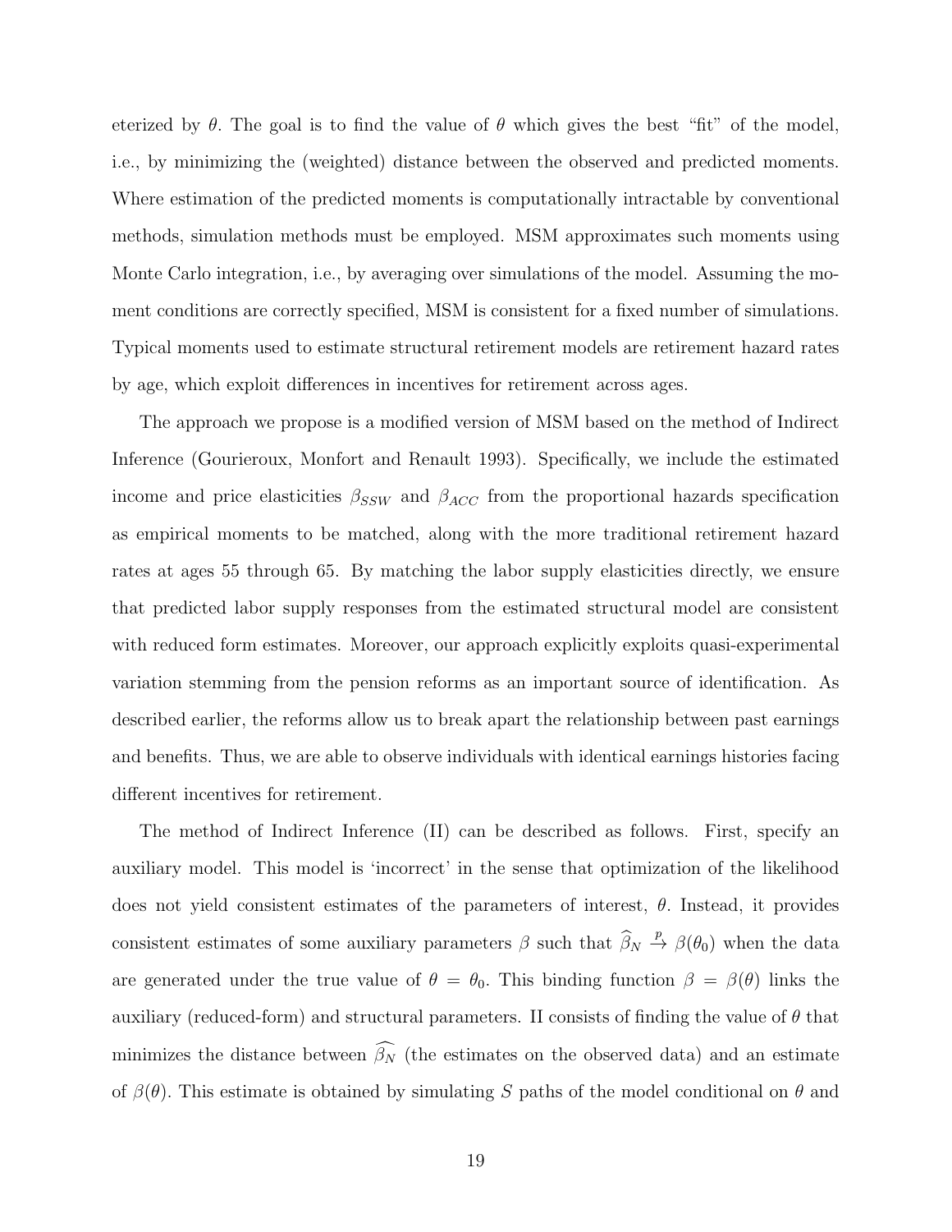eterized by $\theta$. The goal is to find the value of $\theta$ which gives the best "fit" of the model, i.e., by minimizing the (weighted) distance between the observed and predicted moments. Where estimation of the predicted moments is computationally intractable by conventional methods, simulation methods must be employed. MSM approximates such moments using Monte Carlo integration, i.e., by averaging over simulations of the model. Assuming the moment conditions are correctly specified, MSM is consistent for a fixed number of simulations. Typical moments used to estimate structural retirement models are retirement hazard rates by age, which exploit differences in incentives for retirement across ages.

The approach we propose is a modified version of MSM based on the method of Indirect Inference (Gourieroux, Monfort and Renault 1993). Specifically, we include the estimated income and price elasticities $\beta_{SSW}$ and $\beta_{ACC}$ from the proportional hazards specification as empirical moments to be matched, along with the more traditional retirement hazard rates at ages 55 through 65. By matching the labor supply elasticities directly, we ensure that predicted labor supply responses from the estimated structural model are consistent with reduced form estimates. Moreover, our approach explicitly exploits quasi-experimental variation stemming from the pension reforms as an important source of identification. As described earlier, the reforms allow us to break apart the relationship between past earnings and benefits. Thus, we are able to observe individuals with identical earnings histories facing different incentives for retirement.

The method of Indirect Inference (II) can be described as follows. First, specify an auxiliary model. This model is 'incorrect' in the sense that optimization of the likelihood does not yield consistent estimates of the parameters of interest, $\theta$. Instead, it provides consistent estimates of some auxiliary parameters $\beta$ such that $\widehat{\beta}_N \xrightarrow{p} \beta(\theta_0)$ when the data are generated under the true value of $\theta = \theta_0$. This binding function $\beta = \beta(\theta)$ links the auxiliary (reduced-form) and structural parameters. II consists of finding the value of $\theta$ that minimizes the distance between $\widehat{\beta_N}$ (the estimates on the observed data) and an estimate of $\beta(\theta)$. This estimate is obtained by simulating $S$ paths of the model conditional on $\theta$ and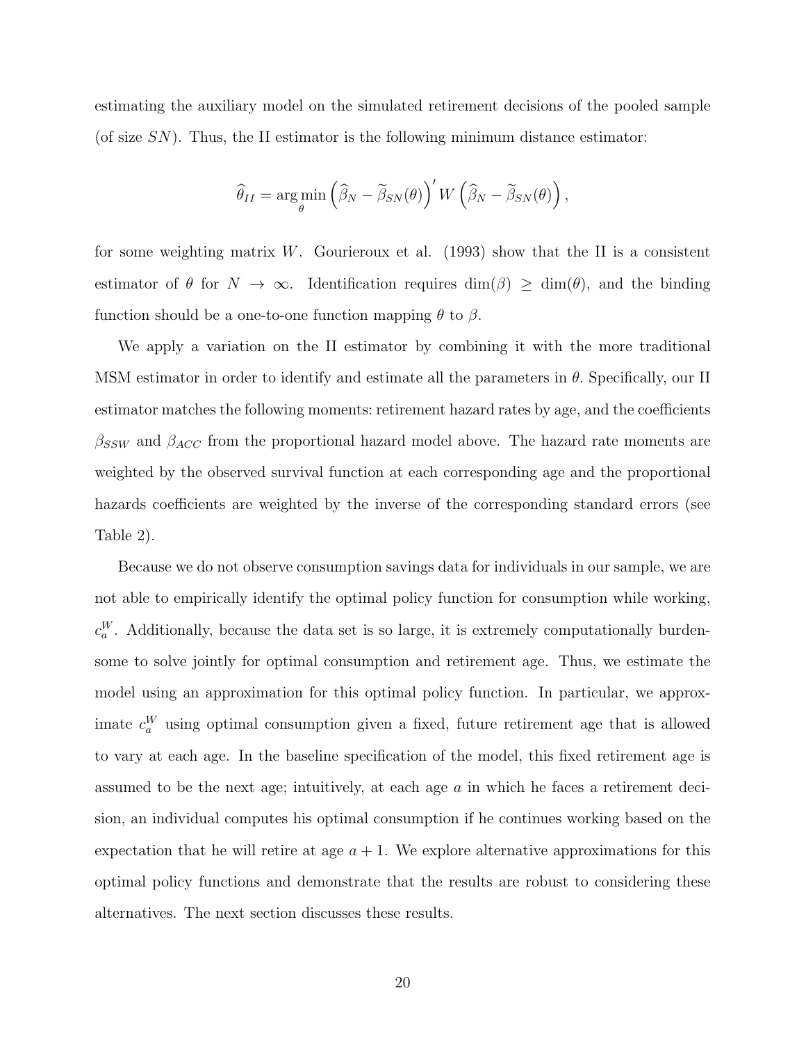estimating the auxiliary model on the simulated retirement decisions of the pooled sample (of size $SN$). Thus, the II estimator is the following minimum distance estimator:

$$\widehat{\theta}_{II} = \arg\min_{\theta} \left(\widehat{\beta}_N - \widetilde{\beta}_{SN}(\theta)\right)' W \left(\widehat{\beta}_N - \widetilde{\beta}_{SN}(\theta)\right),$$

for some weighting matrix $W$. Gourieroux et al. (1993) show that the II is a consistent estimator of $\theta$ for $N \to \infty$. Identification requires $\dim(\beta) \geq \dim(\theta)$, and the binding function should be a one-to-one function mapping $\theta$ to $\beta$.

We apply a variation on the II estimator by combining it with the more traditional MSM estimator in order to identify and estimate all the parameters in $\theta$. Specifically, our II estimator matches the following moments: retirement hazard rates by age, and the coefficients $\beta_{SSW}$ and $\beta_{ACC}$ from the proportional hazard model above. The hazard rate moments are weighted by the observed survival function at each corresponding age and the proportional hazards coefficients are weighted by the inverse of the corresponding standard errors (see Table 2).

Because we do not observe consumption savings data for individuals in our sample, we are not able to empirically identify the optimal policy function for consumption while working, $c_a^W$. Additionally, because the data set is so large, it is extremely computationally burdensome to solve jointly for optimal consumption and retirement age. Thus, we estimate the model using an approximation for this optimal policy function. In particular, we approximate $c_a^W$ using optimal consumption given a fixed, future retirement age that is allowed to vary at each age. In the baseline specification of the model, this fixed retirement age is assumed to be the next age; intuitively, at each age $a$ in which he faces a retirement decision, an individual computes his optimal consumption if he continues working based on the expectation that he will retire at age $a + 1$. We explore alternative approximations for this optimal policy functions and demonstrate that the results are robust to considering these alternatives. The next section discusses these results.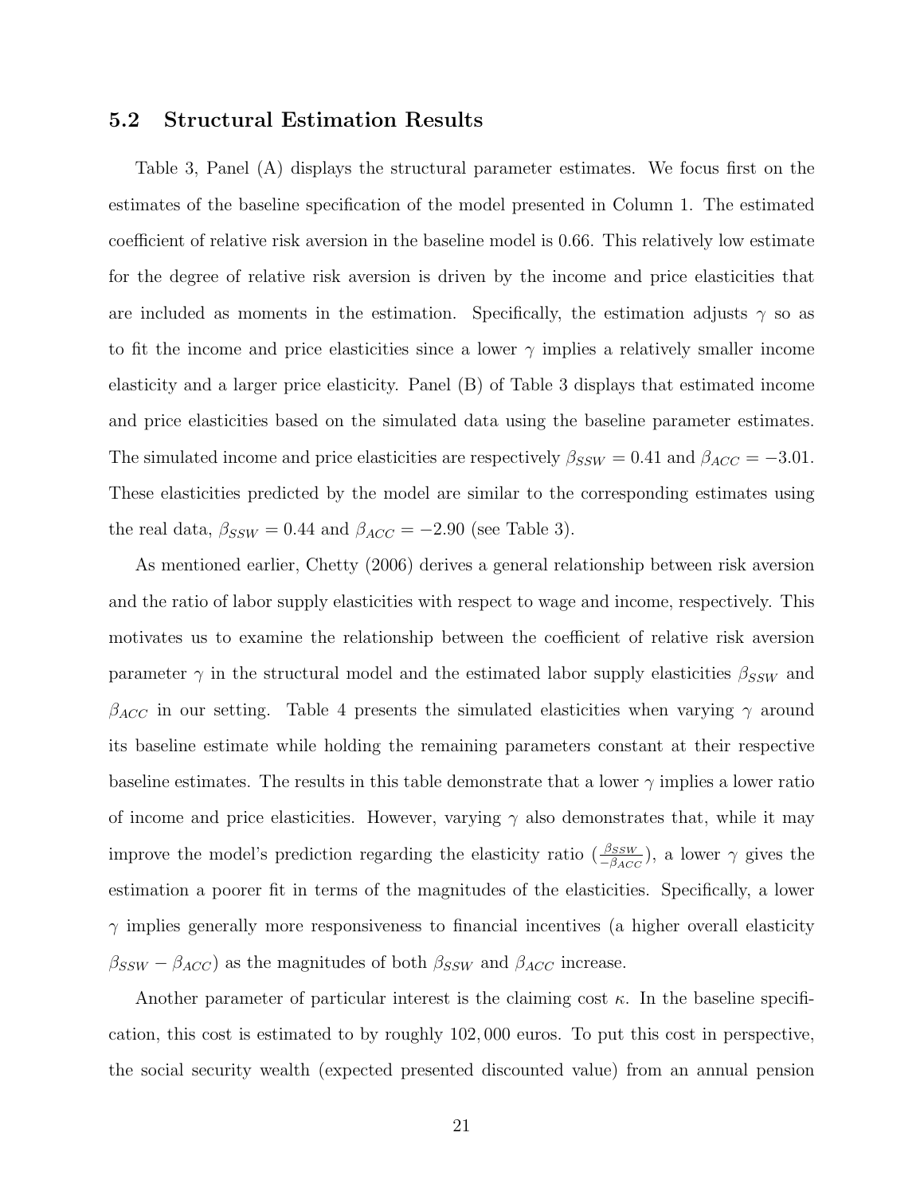### 5.2 Structural Estimation Results

Table 3, Panel (A) displays the structural parameter estimates. We focus first on the estimates of the baseline specification of the model presented in Column 1. The estimated coefficient of relative risk aversion in the baseline model is 0.66. This relatively low estimate for the degree of relative risk aversion is driven by the income and price elasticities that are included as moments in the estimation. Specifically, the estimation adjusts $\gamma$ so as to fit the income and price elasticities since a lower $\gamma$ implies a relatively smaller income elasticity and a larger price elasticity. Panel (B) of Table 3 displays that estimated income and price elasticities based on the simulated data using the baseline parameter estimates. The simulated income and price elasticities are respectively $\beta_{SSW} = 0.41$ and $\beta_{ACC} = -3.01$. These elasticities predicted by the model are similar to the corresponding estimates using the real data, $\beta_{SSW} = 0.44$ and $\beta_{ACC} = -2.90$ (see Table 3).

As mentioned earlier, Chetty (2006) derives a general relationship between risk aversion and the ratio of labor supply elasticities with respect to wage and income, respectively. This motivates us to examine the relationship between the coefficient of relative risk aversion parameter $\gamma$ in the structural model and the estimated labor supply elasticities $\beta_{SSW}$ and $\beta_{ACC}$ in our setting. Table 4 presents the simulated elasticities when varying $\gamma$ around its baseline estimate while holding the remaining parameters constant at their respective baseline estimates. The results in this table demonstrate that a lower $\gamma$ implies a lower ratio of income and price elasticities. However, varying $\gamma$ also demonstrates that, while it may improve the model's prediction regarding the elasticity ratio ($\frac{\beta_{SSW}}{-\beta_{ACC}}$), a lower $\gamma$ gives the estimation a poorer fit in terms of the magnitudes of the elasticities. Specifically, a lower $\gamma$ implies generally more responsiveness to financial incentives (a higher overall elasticity $\beta_{SSW} - \beta_{ACC}$) as the magnitudes of both $\beta_{SSW}$ and $\beta_{ACC}$ increase.

Another parameter of particular interest is the claiming cost $\kappa$. In the baseline specification, this cost is estimated to by roughly 102,000 euros. To put this cost in perspective, the social security wealth (expected presented discounted value) from an annual pension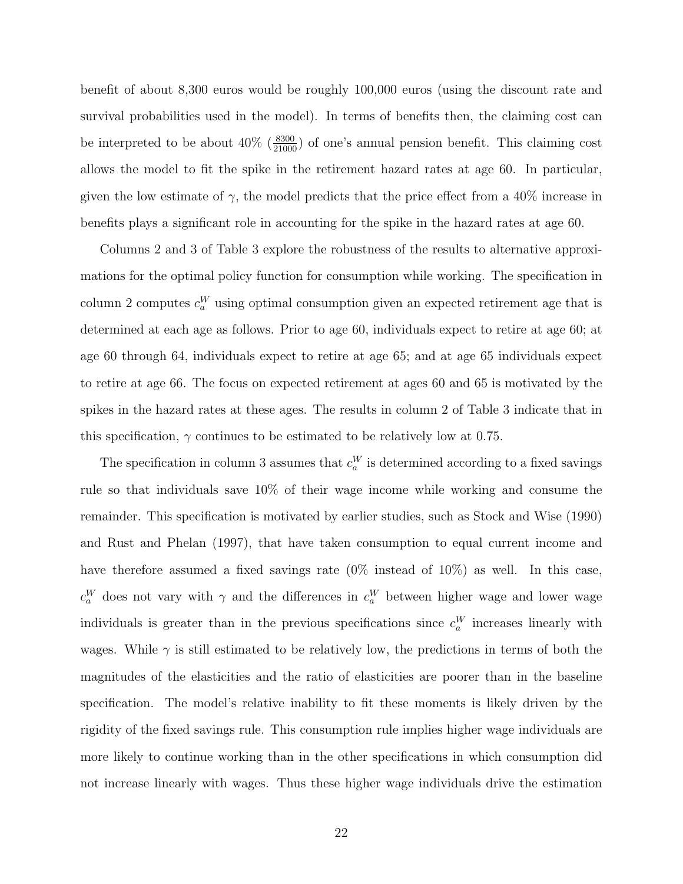benefit of about 8,300 euros would be roughly 100,000 euros (using the discount rate and survival probabilities used in the model). In terms of benefits then, the claiming cost can be interpreted to be about 40% ($\frac{8300}{21000}$) of one's annual pension benefit. This claiming cost allows the model to fit the spike in the retirement hazard rates at age 60. In particular, given the low estimate of $\gamma$, the model predicts that the price effect from a 40% increase in benefits plays a significant role in accounting for the spike in the hazard rates at age 60.

Columns 2 and 3 of Table 3 explore the robustness of the results to alternative approximations for the optimal policy function for consumption while working. The specification in column 2 computes $c_a^W$ using optimal consumption given an expected retirement age that is determined at each age as follows. Prior to age 60, individuals expect to retire at age 60; at age 60 through 64, individuals expect to retire at age 65; and at age 65 individuals expect to retire at age 66. The focus on expected retirement at ages 60 and 65 is motivated by the spikes in the hazard rates at these ages. The results in column 2 of Table 3 indicate that in this specification, $\gamma$ continues to be estimated to be relatively low at 0.75.

The specification in column 3 assumes that $c_a^W$ is determined according to a fixed savings rule so that individuals save 10% of their wage income while working and consume the remainder. This specification is motivated by earlier studies, such as Stock and Wise (1990) and Rust and Phelan (1997), that have taken consumption to equal current income and have therefore assumed a fixed savings rate (0% instead of 10%) as well. In this case, $c_a^W$ does not vary with $\gamma$ and the differences in $c_a^W$ between higher wage and lower wage individuals is greater than in the previous specifications since $c_a^W$ increases linearly with wages. While $\gamma$ is still estimated to be relatively low, the predictions in terms of both the magnitudes of the elasticities and the ratio of elasticities are poorer than in the baseline specification. The model's relative inability to fit these moments is likely driven by the rigidity of the fixed savings rule. This consumption rule implies higher wage individuals are more likely to continue working than in the other specifications in which consumption did not increase linearly with wages. Thus these higher wage individuals drive the estimation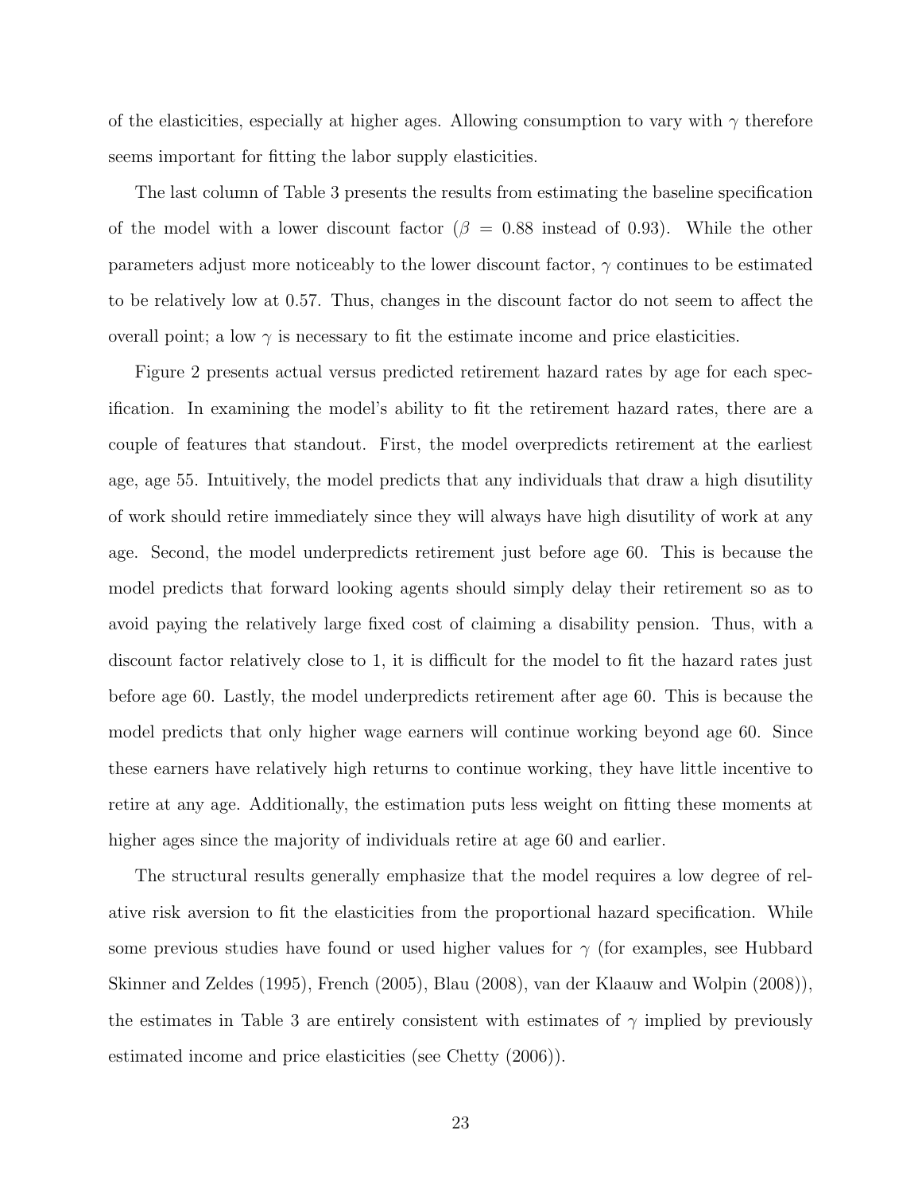of the elasticities, especially at higher ages. Allowing consumption to vary with $\gamma$ therefore seems important for fitting the labor supply elasticities.

The last column of Table 3 presents the results from estimating the baseline specification of the model with a lower discount factor ($\beta = 0.88$ instead of 0.93). While the other parameters adjust more noticeably to the lower discount factor, $\gamma$ continues to be estimated to be relatively low at 0.57. Thus, changes in the discount factor do not seem to affect the overall point; a low $\gamma$ is necessary to fit the estimate income and price elasticities.

Figure 2 presents actual versus predicted retirement hazard rates by age for each specification. In examining the model's ability to fit the retirement hazard rates, there are a couple of features that standout. First, the model overpredicts retirement at the earliest age, age 55. Intuitively, the model predicts that any individuals that draw a high disutility of work should retire immediately since they will always have high disutility of work at any age. Second, the model underpredicts retirement just before age 60. This is because the model predicts that forward looking agents should simply delay their retirement so as to avoid paying the relatively large fixed cost of claiming a disability pension. Thus, with a discount factor relatively close to 1, it is difficult for the model to fit the hazard rates just before age 60. Lastly, the model underpredicts retirement after age 60. This is because the model predicts that only higher wage earners will continue working beyond age 60. Since these earners have relatively high returns to continue working, they have little incentive to retire at any age. Additionally, the estimation puts less weight on fitting these moments at higher ages since the majority of individuals retire at age 60 and earlier.

The structural results generally emphasize that the model requires a low degree of relative risk aversion to fit the elasticities from the proportional hazard specification. While some previous studies have found or used higher values for $\gamma$ (for examples, see Hubbard Skinner and Zeldes (1995), French (2005), Blau (2008), van der Klaauw and Wolpin (2008)), the estimates in Table 3 are entirely consistent with estimates of $\gamma$ implied by previously estimated income and price elasticities (see Chetty (2006)).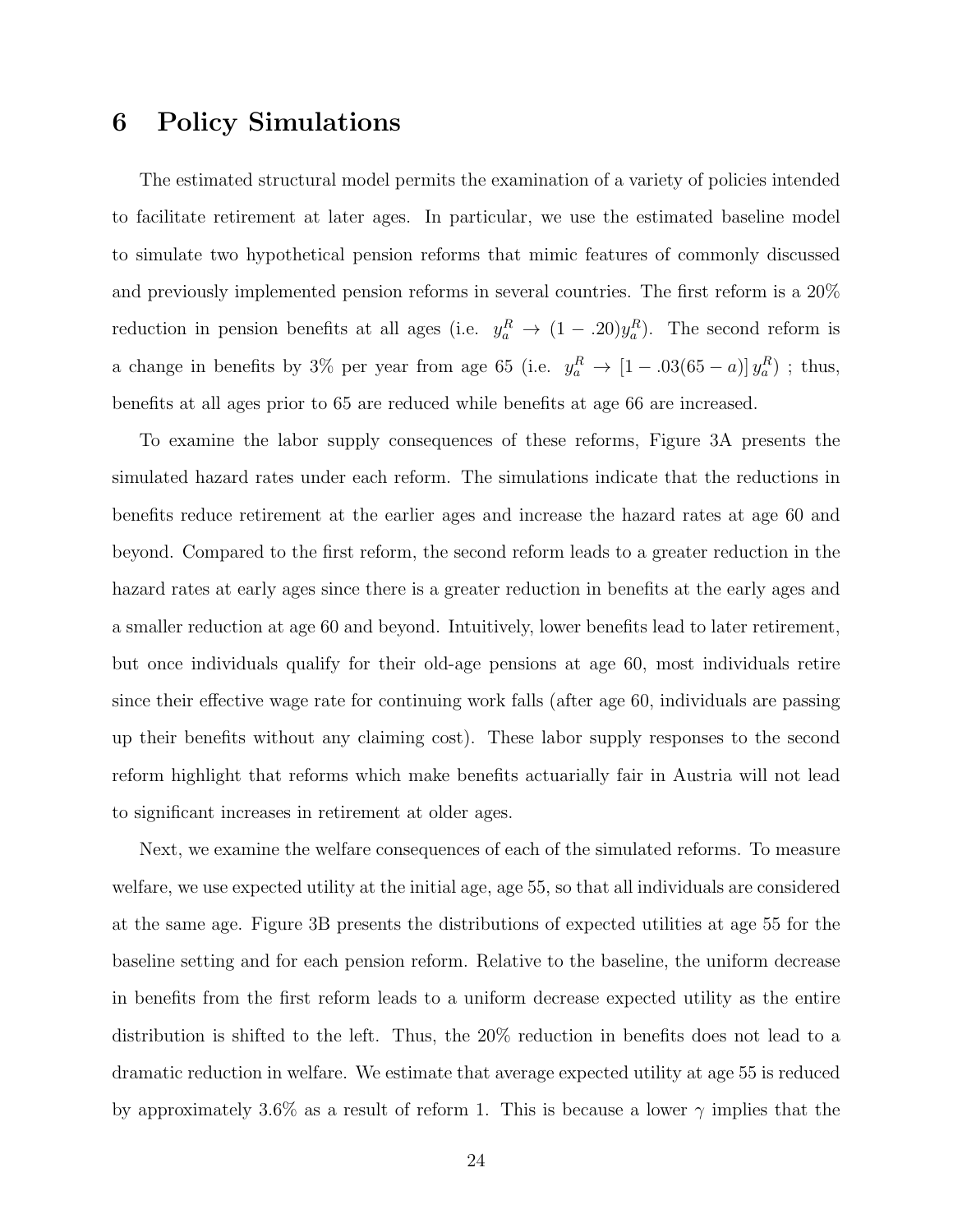# 6 Policy Simulations

The estimated structural model permits the examination of a variety of policies intended to facilitate retirement at later ages. In particular, we use the estimated baseline model to simulate two hypothetical pension reforms that mimic features of commonly discussed and previously implemented pension reforms in several countries. The first reform is a 20% reduction in pension benefits at all ages (i.e. $y_a^R \rightarrow (1 - .20)y_a^R$). The second reform is a change in benefits by 3% per year from age 65 (i.e. $y_a^R \rightarrow [1 - .03(65 - a)]\, y_a^R$) ; thus, benefits at all ages prior to 65 are reduced while benefits at age 66 are increased.

To examine the labor supply consequences of these reforms, Figure 3A presents the simulated hazard rates under each reform. The simulations indicate that the reductions in benefits reduce retirement at the earlier ages and increase the hazard rates at age 60 and beyond. Compared to the first reform, the second reform leads to a greater reduction in the hazard rates at early ages since there is a greater reduction in benefits at the early ages and a smaller reduction at age 60 and beyond. Intuitively, lower benefits lead to later retirement, but once individuals qualify for their old-age pensions at age 60, most individuals retire since their effective wage rate for continuing work falls (after age 60, individuals are passing up their benefits without any claiming cost). These labor supply responses to the second reform highlight that reforms which make benefits actuarially fair in Austria will not lead to significant increases in retirement at older ages.

Next, we examine the welfare consequences of each of the simulated reforms. To measure welfare, we use expected utility at the initial age, age 55, so that all individuals are considered at the same age. Figure 3B presents the distributions of expected utilities at age 55 for the baseline setting and for each pension reform. Relative to the baseline, the uniform decrease in benefits from the first reform leads to a uniform decrease expected utility as the entire distribution is shifted to the left. Thus, the 20% reduction in benefits does not lead to a dramatic reduction in welfare. We estimate that average expected utility at age 55 is reduced by approximately 3.6% as a result of reform 1. This is because a lower $\gamma$ implies that the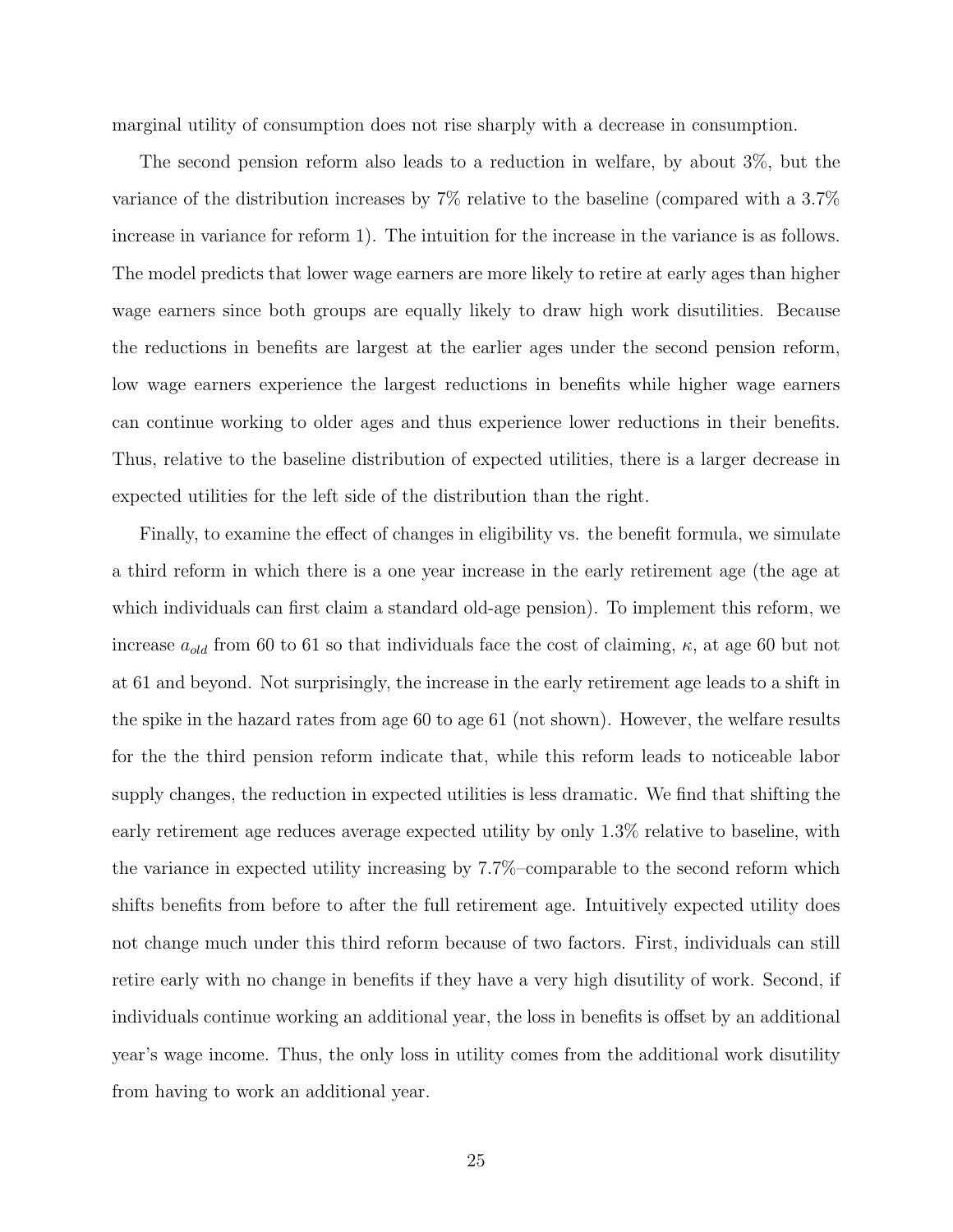marginal utility of consumption does not rise sharply with a decrease in consumption.

The second pension reform also leads to a reduction in welfare, by about 3%, but the variance of the distribution increases by 7% relative to the baseline (compared with a 3.7% increase in variance for reform 1). The intuition for the increase in the variance is as follows. The model predicts that lower wage earners are more likely to retire at early ages than higher wage earners since both groups are equally likely to draw high work disutilities. Because the reductions in benefits are largest at the earlier ages under the second pension reform, low wage earners experience the largest reductions in benefits while higher wage earners can continue working to older ages and thus experience lower reductions in their benefits. Thus, relative to the baseline distribution of expected utilities, there is a larger decrease in expected utilities for the left side of the distribution than the right.

Finally, to examine the effect of changes in eligibility vs. the benefit formula, we simulate a third reform in which there is a one year increase in the early retirement age (the age at which individuals can first claim a standard old-age pension). To implement this reform, we increase $a_{old}$ from 60 to 61 so that individuals face the cost of claiming, $\kappa$, at age 60 but not at 61 and beyond. Not surprisingly, the increase in the early retirement age leads to a shift in the spike in the hazard rates from age 60 to age 61 (not shown). However, the welfare results for the the third pension reform indicate that, while this reform leads to noticeable labor supply changes, the reduction in expected utilities is less dramatic. We find that shifting the early retirement age reduces average expected utility by only 1.3% relative to baseline, with the variance in expected utility increasing by 7.7%–comparable to the second reform which shifts benefits from before to after the full retirement age. Intuitively expected utility does not change much under this third reform because of two factors. First, individuals can still retire early with no change in benefits if they have a very high disutility of work. Second, if individuals continue working an additional year, the loss in benefits is offset by an additional year's wage income. Thus, the only loss in utility comes from the additional work disutility from having to work an additional year.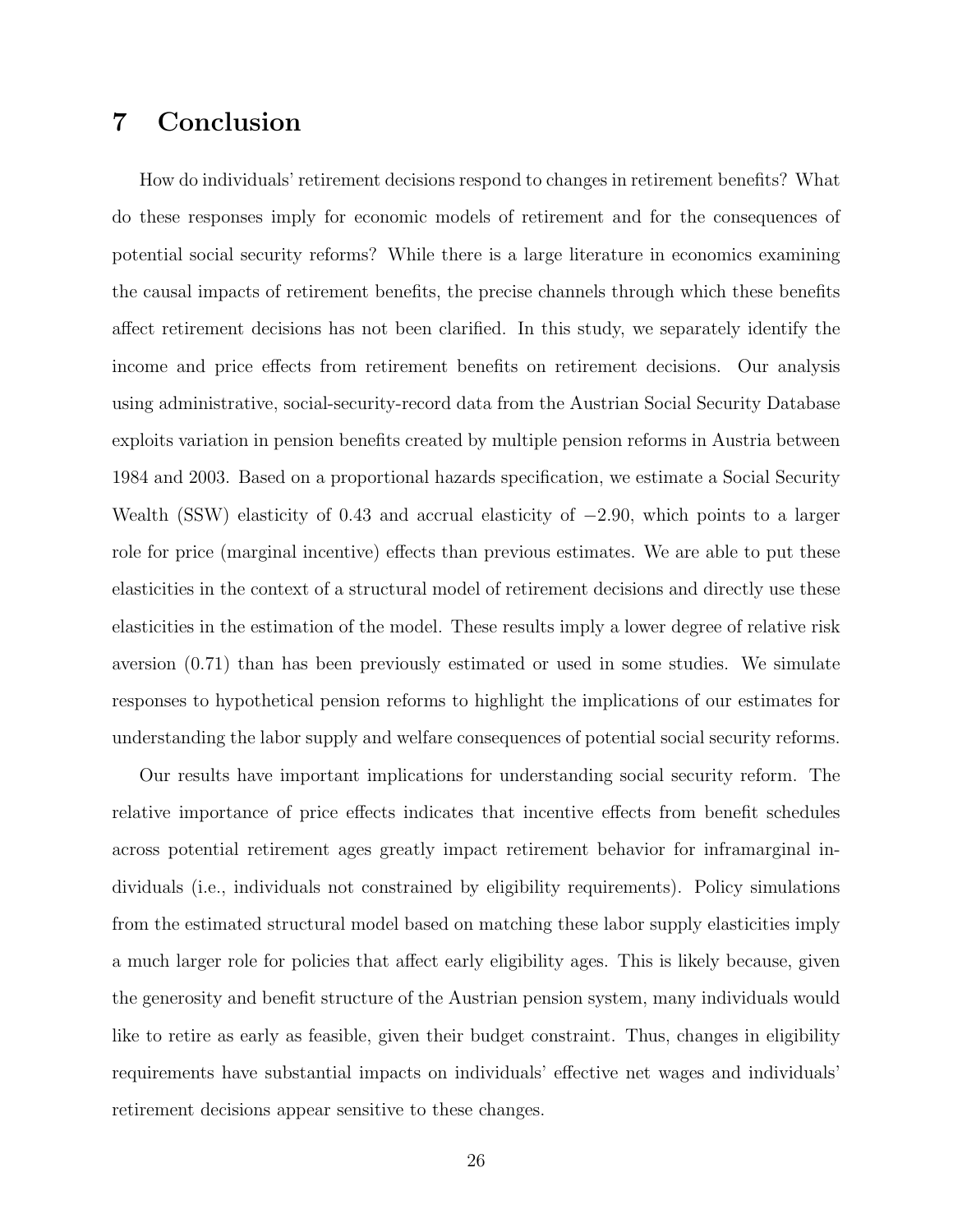# 7 Conclusion

How do individuals' retirement decisions respond to changes in retirement benefits? What do these responses imply for economic models of retirement and for the consequences of potential social security reforms? While there is a large literature in economics examining the causal impacts of retirement benefits, the precise channels through which these benefits affect retirement decisions has not been clarified. In this study, we separately identify the income and price effects from retirement benefits on retirement decisions. Our analysis using administrative, social-security-record data from the Austrian Social Security Database exploits variation in pension benefits created by multiple pension reforms in Austria between 1984 and 2003. Based on a proportional hazards specification, we estimate a Social Security Wealth (SSW) elasticity of 0.43 and accrual elasticity of $-2.90$, which points to a larger role for price (marginal incentive) effects than previous estimates. We are able to put these elasticities in the context of a structural model of retirement decisions and directly use these elasticities in the estimation of the model. These results imply a lower degree of relative risk aversion (0.71) than has been previously estimated or used in some studies. We simulate responses to hypothetical pension reforms to highlight the implications of our estimates for understanding the labor supply and welfare consequences of potential social security reforms.

Our results have important implications for understanding social security reform. The relative importance of price effects indicates that incentive effects from benefit schedules across potential retirement ages greatly impact retirement behavior for inframarginal individuals (i.e., individuals not constrained by eligibility requirements). Policy simulations from the estimated structural model based on matching these labor supply elasticities imply a much larger role for policies that affect early eligibility ages. This is likely because, given the generosity and benefit structure of the Austrian pension system, many individuals would like to retire as early as feasible, given their budget constraint. Thus, changes in eligibility requirements have substantial impacts on individuals' effective net wages and individuals' retirement decisions appear sensitive to these changes.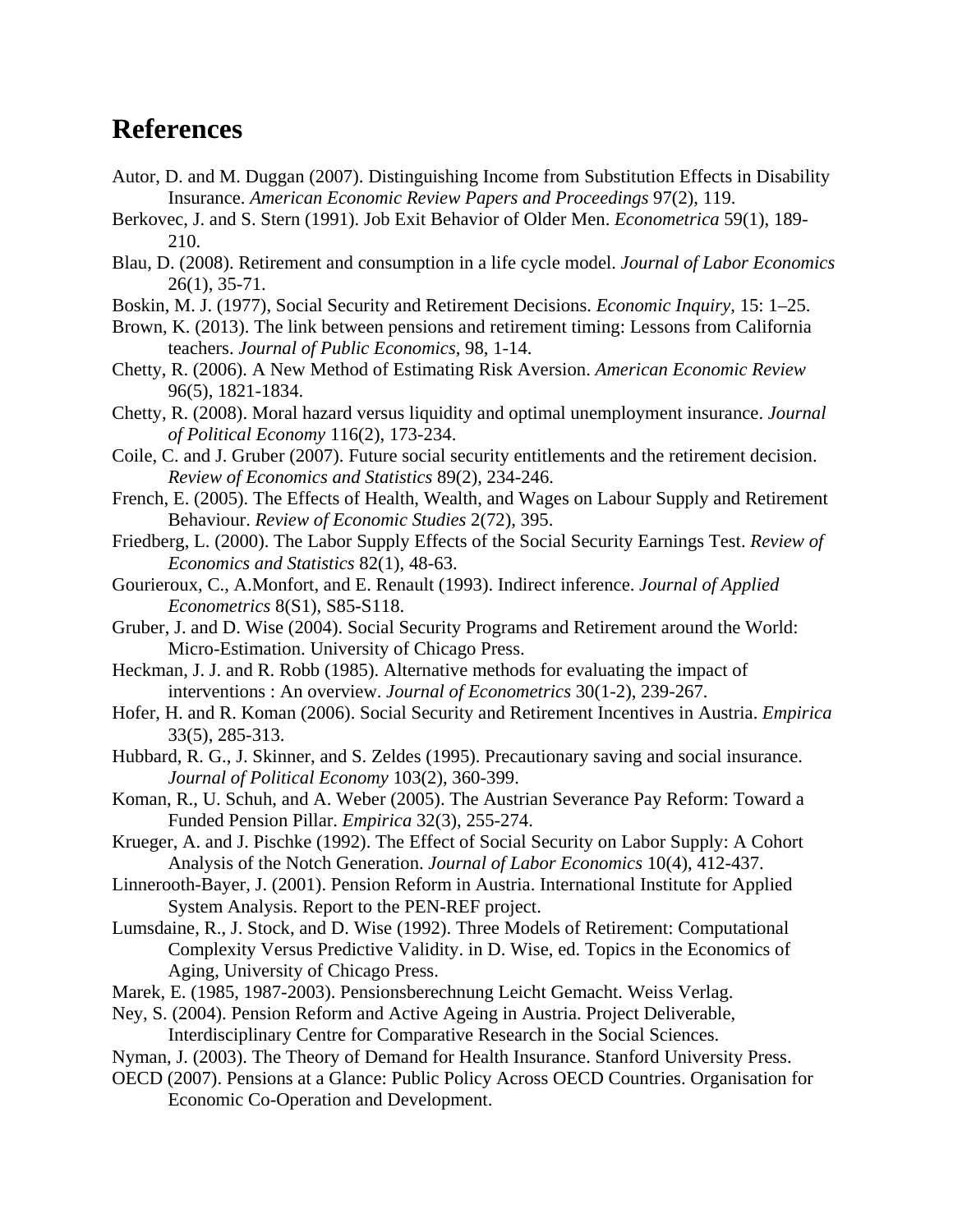# References

Autor, D. and M. Duggan (2007). Distinguishing Income from Substitution Effects in Disability Insurance. *American Economic Review Papers and Proceedings* 97(2), 119.

Berkovec, J. and S. Stern (1991). Job Exit Behavior of Older Men. *Econometrica* 59(1), 189-210.

Blau, D. (2008). Retirement and consumption in a life cycle model. *Journal of Labor Economics* 26(1), 35-71.

Boskin, M. J. (1977), Social Security and Retirement Decisions. *Economic Inquiry*, 15: 1–25.

Brown, K. (2013). The link between pensions and retirement timing: Lessons from California teachers. *Journal of Public Economics*, 98, 1-14.

Chetty, R. (2006). A New Method of Estimating Risk Aversion. *American Economic Review* 96(5), 1821-1834.

Chetty, R. (2008). Moral hazard versus liquidity and optimal unemployment insurance. *Journal of Political Economy* 116(2), 173-234.

Coile, C. and J. Gruber (2007). Future social security entitlements and the retirement decision. *Review of Economics and Statistics* 89(2), 234-246.

French, E. (2005). The Effects of Health, Wealth, and Wages on Labour Supply and Retirement Behaviour. *Review of Economic Studies* 2(72), 395.

Friedberg, L. (2000). The Labor Supply Effects of the Social Security Earnings Test. *Review of Economics and Statistics* 82(1), 48-63.

Gourieroux, C., A.Monfort, and E. Renault (1993). Indirect inference. *Journal of Applied Econometrics* 8(S1), S85-S118.

Gruber, J. and D. Wise (2004). Social Security Programs and Retirement around the World: Micro-Estimation. University of Chicago Press.

Heckman, J. J. and R. Robb (1985). Alternative methods for evaluating the impact of interventions : An overview. *Journal of Econometrics* 30(1-2), 239-267.

Hofer, H. and R. Koman (2006). Social Security and Retirement Incentives in Austria. *Empirica* 33(5), 285-313.

Hubbard, R. G., J. Skinner, and S. Zeldes (1995). Precautionary saving and social insurance. *Journal of Political Economy* 103(2), 360-399.

Koman, R., U. Schuh, and A. Weber (2005). The Austrian Severance Pay Reform: Toward a Funded Pension Pillar. *Empirica* 32(3), 255-274.

Krueger, A. and J. Pischke (1992). The Effect of Social Security on Labor Supply: A Cohort Analysis of the Notch Generation. *Journal of Labor Economics* 10(4), 412-437.

Linnerooth-Bayer, J. (2001). Pension Reform in Austria. International Institute for Applied System Analysis. Report to the PEN-REF project.

Lumsdaine, R., J. Stock, and D. Wise (1992). Three Models of Retirement: Computational Complexity Versus Predictive Validity. in D. Wise, ed. Topics in the Economics of Aging, University of Chicago Press.

Marek, E. (1985, 1987-2003). Pensionsberechnung Leicht Gemacht. Weiss Verlag.

Ney, S. (2004). Pension Reform and Active Ageing in Austria. Project Deliverable, Interdisciplinary Centre for Comparative Research in the Social Sciences.

Nyman, J. (2003). The Theory of Demand for Health Insurance. Stanford University Press.

OECD (2007). Pensions at a Glance: Public Policy Across OECD Countries. Organisation for Economic Co-Operation and Development.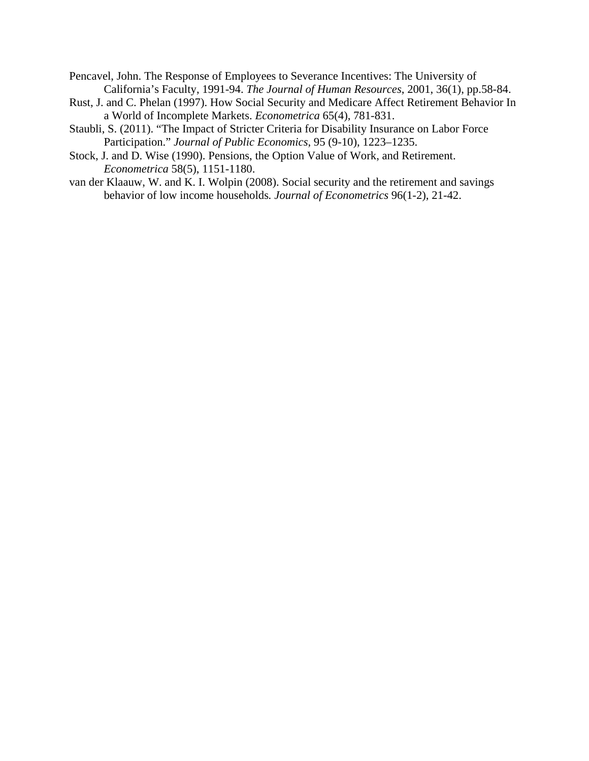Pencavel, John. The Response of Employees to Severance Incentives: The University of California's Faculty, 1991-94. *The Journal of Human Resources*, 2001, 36(1), pp.58-84.

Rust, J. and C. Phelan (1997). How Social Security and Medicare Affect Retirement Behavior In a World of Incomplete Markets. *Econometrica* 65(4), 781-831.

Staubli, S. (2011). "The Impact of Stricter Criteria for Disability Insurance on Labor Force Participation." *Journal of Public Economics*, 95 (9-10), 1223–1235.

Stock, J. and D. Wise (1990). Pensions, the Option Value of Work, and Retirement. *Econometrica* 58(5), 1151-1180.

van der Klaauw, W. and K. I. Wolpin (2008). Social security and the retirement and savings behavior of low income households. *Journal of Econometrics* 96(1-2), 21-42.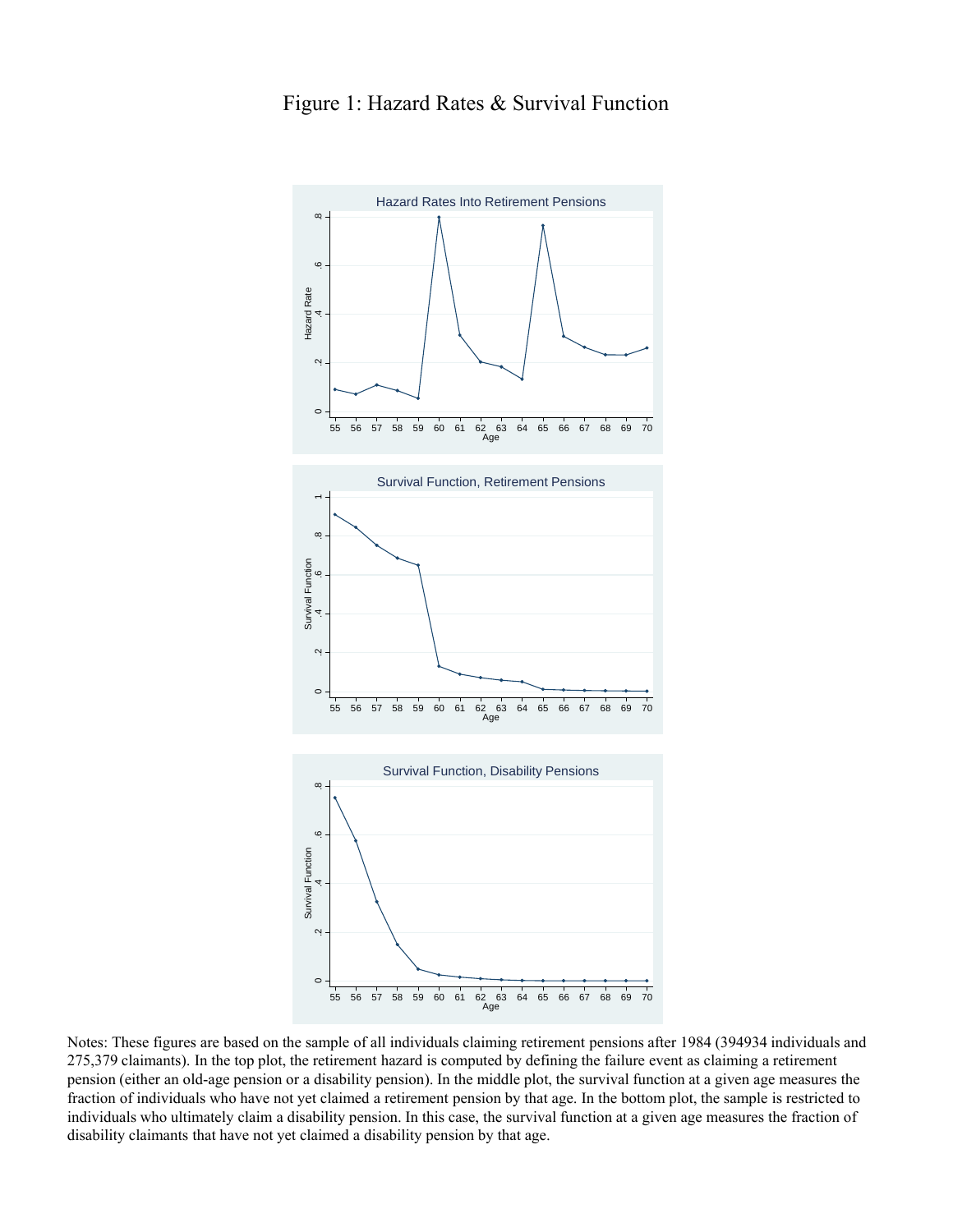# Figure 1: Hazard Rates & Survival Function

Notes: These figures are based on the sample of all individuals claiming retirement pensions after 1984 (394934 individuals and 275,379 claimants). In the top plot, the retirement hazard is computed by defining the failure event as claiming a retirement pension (either an old-age pension or a disability pension). In the middle plot, the survival function at a given age measures the fraction of individuals who have not yet claimed a retirement pension by that age. In the bottom plot, the sample is restricted to individuals who ultimately claim a disability pension. In this case, the survival function at a given age measures the fraction of disability claimants that have not yet claimed a disability pension by that age.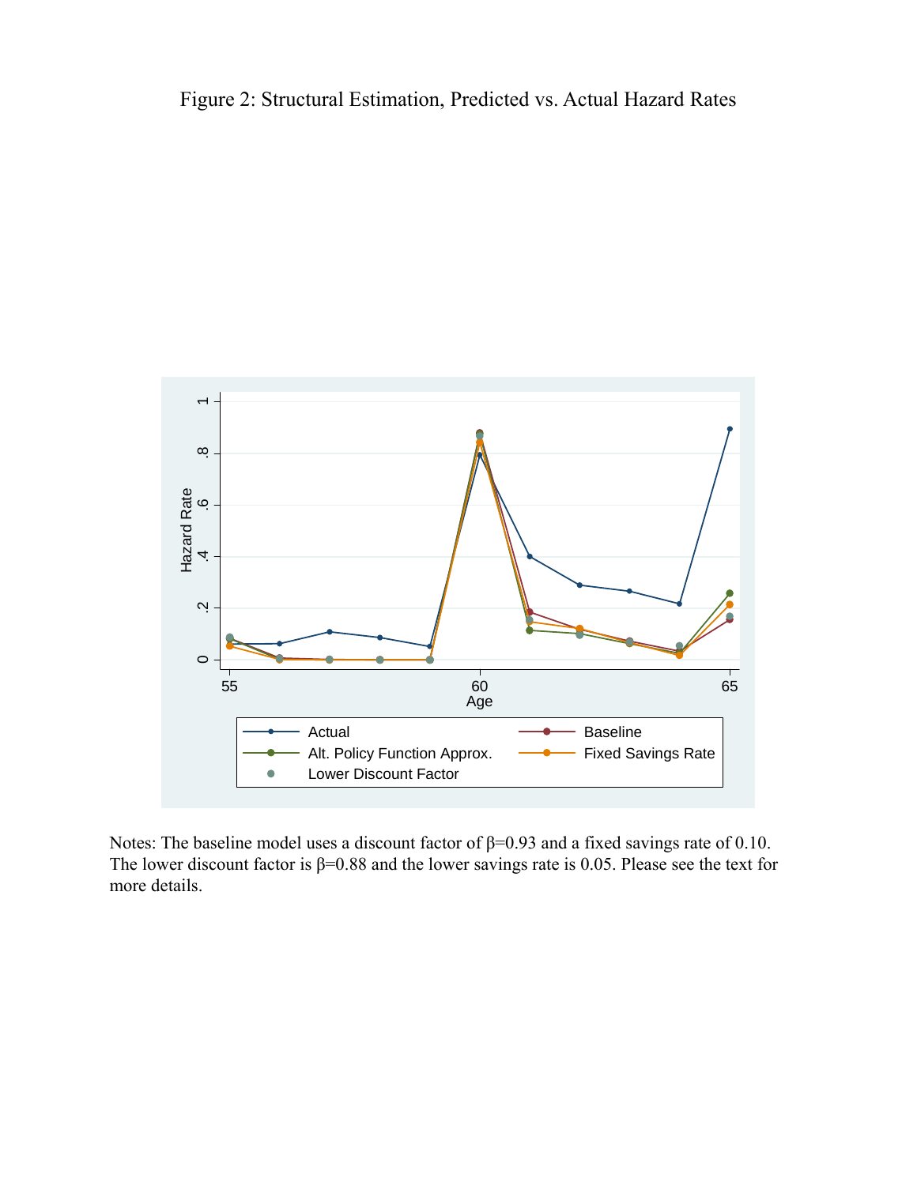Figure 2: Structural Estimation, Predicted vs. Actual Hazard Rates

Notes: The baseline model uses a discount factor of β=0.93 and a fixed savings rate of 0.10. The lower discount factor is β=0.88 and the lower savings rate is 0.05. Please see the text for more details.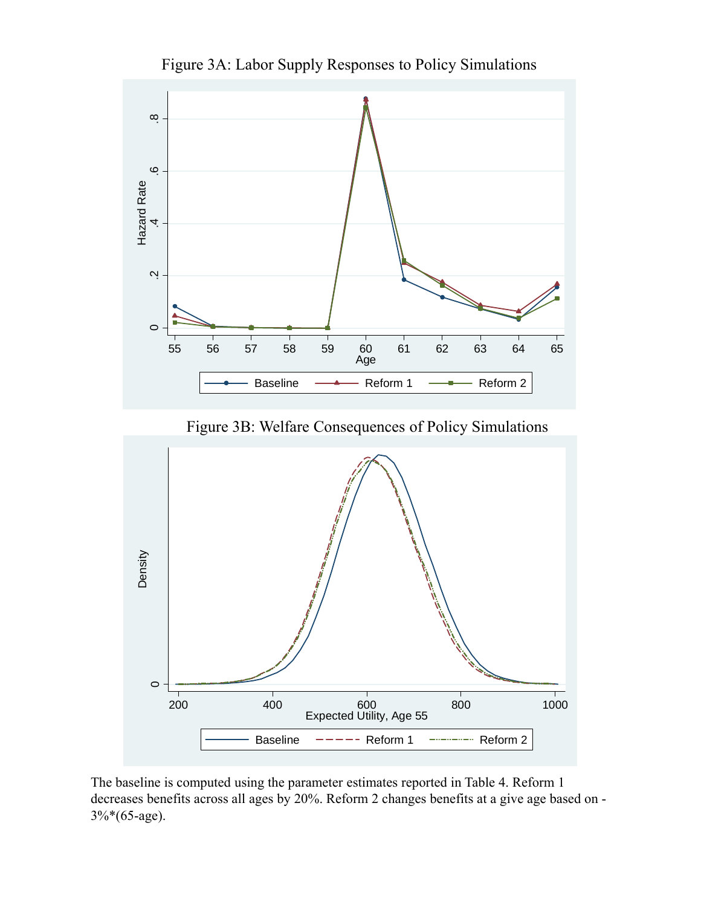Figure 3A: Labor Supply Responses to Policy Simulations

Figure 3B: Welfare Consequences of Policy Simulations

The baseline is computed using the parameter estimates reported in Table 4. Reform 1 decreases benefits across all ages by 20%. Reform 2 changes benefits at a give age based on -3%*(65-age).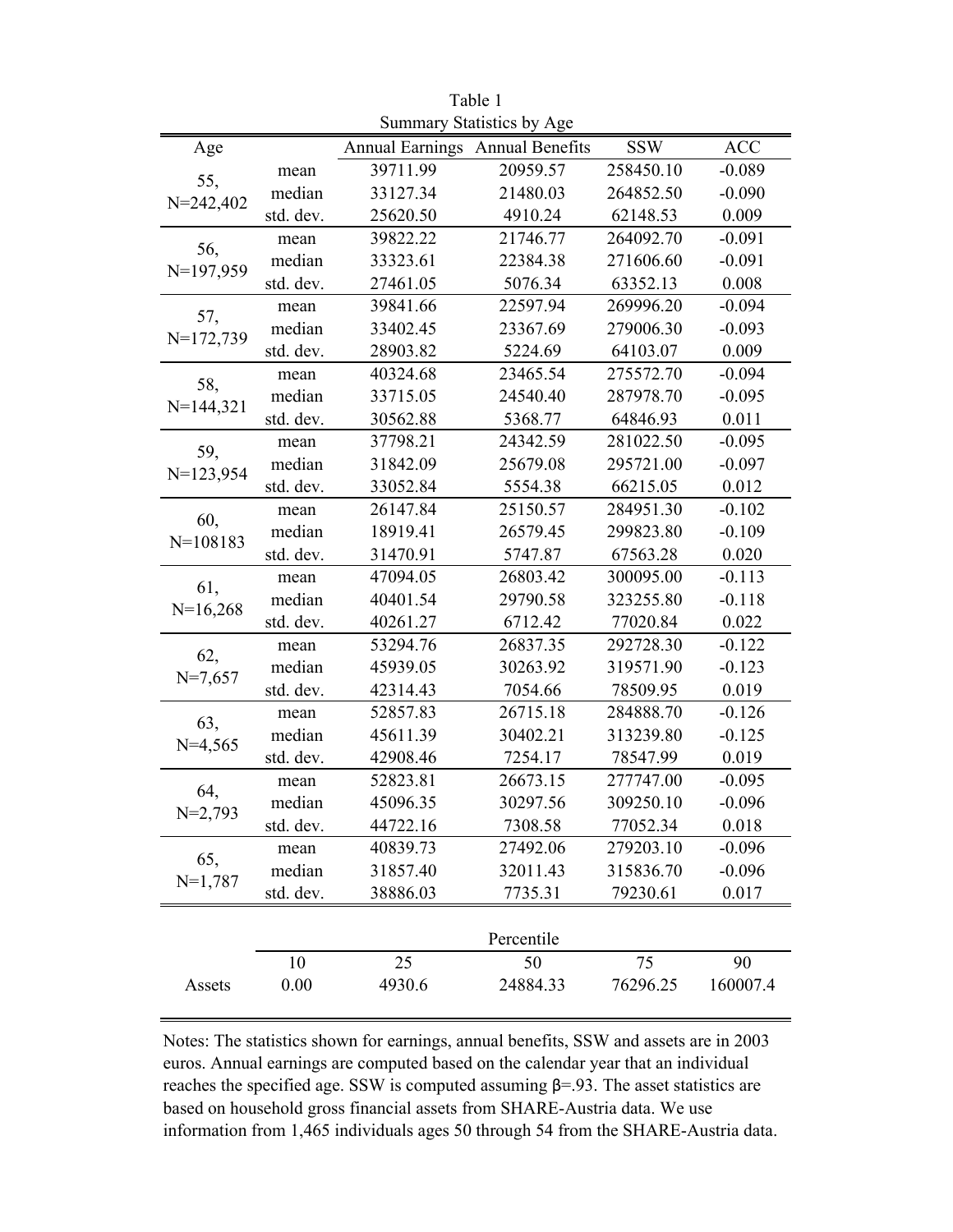Table 1

Summary Statistics by Age

| Age | | Annual Earnings | Annual Benefits | SSW | ACC |
|---|---|---|---|---|---|
| 55, N=242,402 | mean | 39711.99 | 20959.57 | 258450.10 | -0.089 |
| | median | 33127.34 | 21480.03 | 264852.50 | -0.090 |
| | std. dev. | 25620.50 | 4910.24 | 62148.53 | 0.009 |
| 56, N=197,959 | mean | 39822.22 | 21746.77 | 264092.70 | -0.091 |
| | median | 33323.61 | 22384.38 | 271606.60 | -0.091 |
| | std. dev. | 27461.05 | 5076.34 | 63352.13 | 0.008 |
| 57, N=172,739 | mean | 39841.66 | 22597.94 | 269996.20 | -0.094 |
| | median | 33402.45 | 23367.69 | 279006.30 | -0.093 |
| | std. dev. | 28903.82 | 5224.69 | 64103.07 | 0.009 |
| 58, N=144,321 | mean | 40324.68 | 23465.54 | 275572.70 | -0.094 |
| | median | 33715.05 | 24540.40 | 287978.70 | -0.095 |
| | std. dev. | 30562.88 | 5368.77 | 64846.93 | 0.011 |
| 59, N=123,954 | mean | 37798.21 | 24342.59 | 281022.50 | -0.095 |
| | median | 31842.09 | 25679.08 | 295721.00 | -0.097 |
| | std. dev. | 33052.84 | 5554.38 | 66215.05 | 0.012 |
| 60, N=108183 | mean | 26147.84 | 25150.57 | 284951.30 | -0.102 |
| | median | 18919.41 | 26579.45 | 299823.80 | -0.109 |
| | std. dev. | 31470.91 | 5747.87 | 67563.28 | 0.020 |
| 61, N=16,268 | mean | 47094.05 | 26803.42 | 300095.00 | -0.113 |
| | median | 40401.54 | 29790.58 | 323255.80 | -0.118 |
| | std. dev. | 40261.27 | 6712.42 | 77020.84 | 0.022 |
| 62, N=7,657 | mean | 53294.76 | 26837.35 | 292728.30 | -0.122 |
| | median | 45939.05 | 30263.92 | 319571.90 | -0.123 |
| | std. dev. | 42314.43 | 7054.66 | 78509.95 | 0.019 |
| 63, N=4,565 | mean | 52857.83 | 26715.18 | 284888.70 | -0.126 |
| | median | 45611.39 | 30402.21 | 313239.80 | -0.125 |
| | std. dev. | 42908.46 | 7254.17 | 78547.99 | 0.019 |
| 64, N=2,793 | mean | 52823.81 | 26673.15 | 277747.00 | -0.095 |
| | median | 45096.35 | 30297.56 | 309250.10 | -0.096 |
| | std. dev. | 44722.16 | 7308.58 | 77052.34 | 0.018 |
| 65, N=1,787 | mean | 40839.73 | 27492.06 | 279203.10 | -0.096 |
| | median | 31857.40 | 32011.43 | 315836.70 | -0.096 |
| | std. dev. | 38886.03 | 7735.31 | 79230.61 | 0.017 |

| | Percentile | | | | |
|---|---|---|---|---|---|
| | 10 | 25 | 50 | 75 | 90 |
| Assets | 0.00 | 4930.6 | 24884.33 | 76296.25 | 160007.4 |

Notes: The statistics shown for earnings, annual benefits, SSW and assets are in 2003 euros. Annual earnings are computed based on the calendar year that an individual reaches the specified age. SSW is computed assuming $\beta$=.93. The asset statistics are based on household gross financial assets from SHARE-Austria data. We use information from 1,465 individuals ages 50 through 54 from the SHARE-Austria data.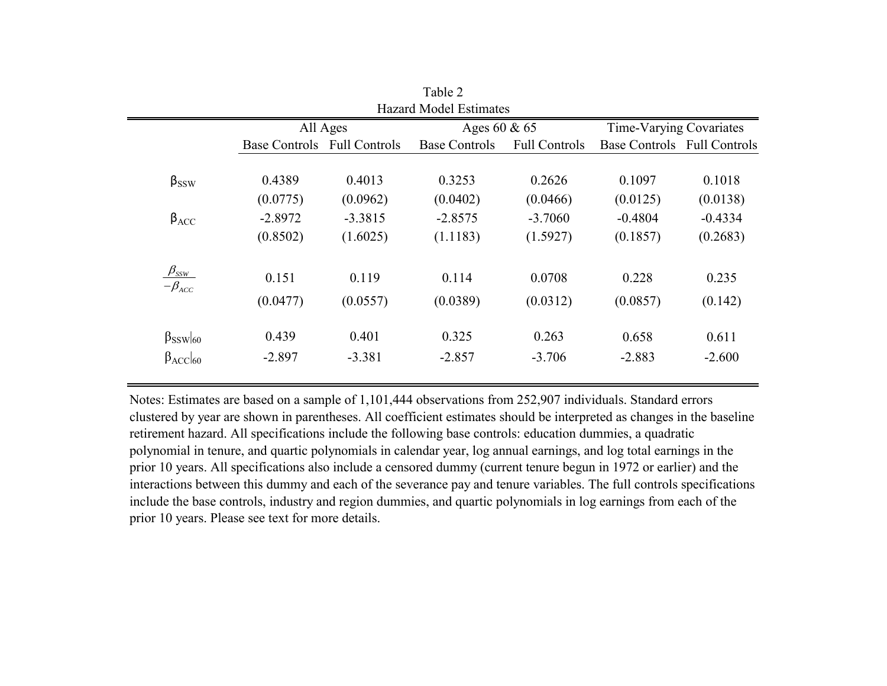Table 2
Hazard Model Estimates

| | All Ages | | Ages 60 & 65 | | Time-Varying Covariates | |
|---|---|---|---|---|---|---|
| | Base Controls | Full Controls | Base Controls | Full Controls | Base Controls | Full Controls |
| $\beta_{SSW}$ | 0.4389 | 0.4013 | 0.3253 | 0.2626 | 0.1097 | 0.1018 |
| | (0.0775) | (0.0962) | (0.0402) | (0.0466) | (0.0125) | (0.0138) |
| $\beta_{ACC}$ | -2.8972 | -3.3815 | -2.8575 | -3.7060 | -0.4804 | -0.4334 |
| | (0.8502) | (1.6025) | (1.1183) | (1.5927) | (0.1857) | (0.2683) |
| $\frac{\beta_{SSW}}{-\beta_{ACC}}$ | 0.151 | 0.119 | 0.114 | 0.0708 | 0.228 | 0.235 |
| | (0.0477) | (0.0557) | (0.0389) | (0.0312) | (0.0857) | (0.142) |
| $\beta_{SSW}\vert_{60}$ | 0.439 | 0.401 | 0.325 | 0.263 | 0.658 | 0.611 |
| $\beta_{ACC}\vert_{60}$ | -2.897 | -3.381 | -2.857 | -3.706 | -2.883 | -2.600 |

Notes: Estimates are based on a sample of 1,101,444 observations from 252,907 individuals. Standard errors clustered by year are shown in parentheses. All coefficient estimates should be interpreted as changes in the baseline retirement hazard. All specifications include the following base controls: education dummies, a quadratic polynomial in tenure, and quartic polynomials in calendar year, log annual earnings, and log total earnings in the prior 10 years. All specifications also include a censored dummy (current tenure begun in 1972 or earlier) and the interactions between this dummy and each of the severance pay and tenure variables. The full controls specifications include the base controls, industry and region dummies, and quartic polynomials in log earnings from each of the prior 10 years. Please see text for more details.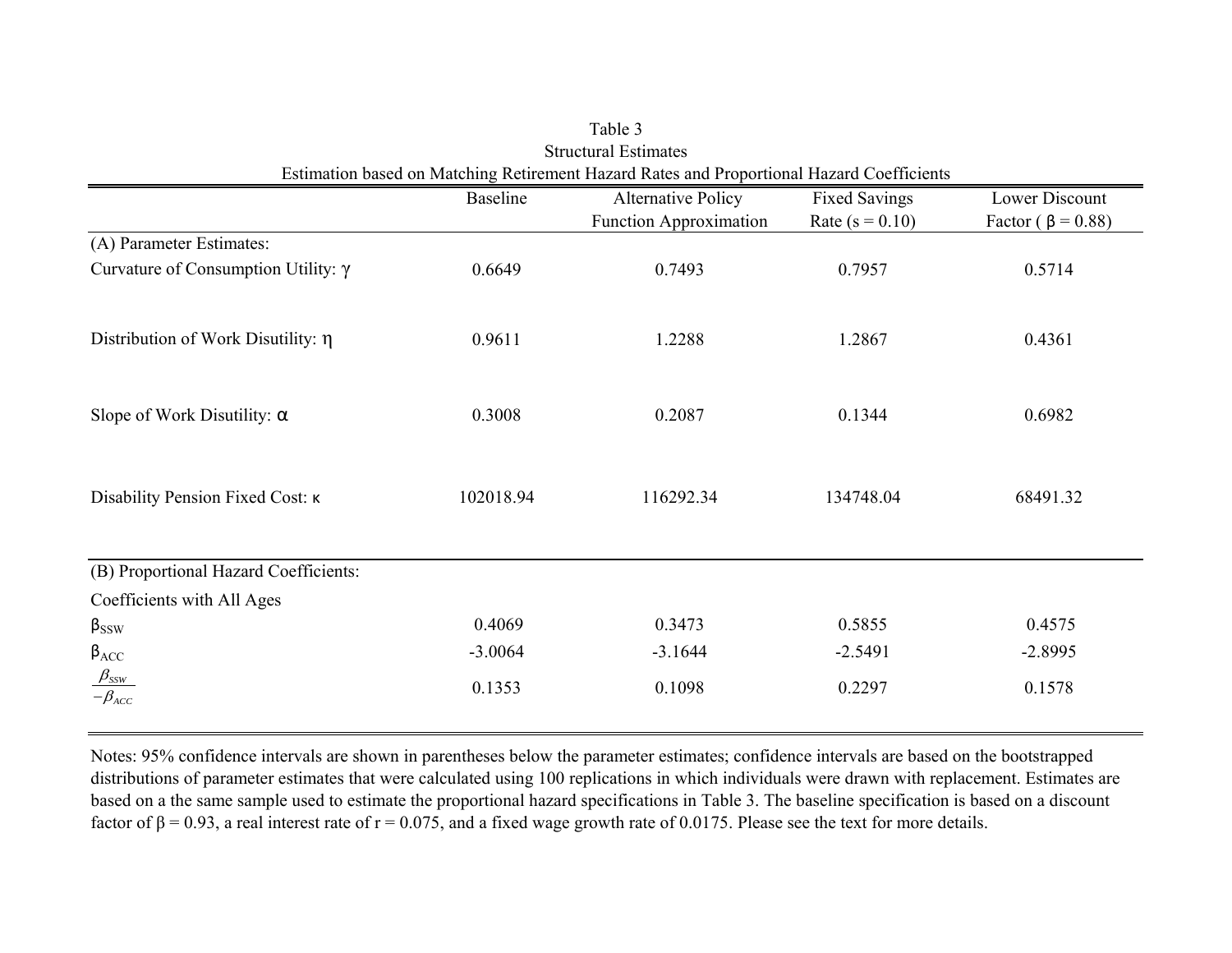Table 3

Structural Estimates

Estimation based on Matching Retirement Hazard Rates and Proportional Hazard Coefficients

| | Baseline | Alternative Policy Function Approximation | Fixed Savings Rate (s = 0.10) | Lower Discount Factor ( $\beta$ = 0.88) |
|---|---|---|---|---|
| (A) Parameter Estimates: | | | | |
| Curvature of Consumption Utility: $\gamma$ | 0.6649 | 0.7493 | 0.7957 | 0.5714 |
| Distribution of Work Disutility: $\eta$ | 0.9611 | 1.2288 | 1.2867 | 0.4361 |
| Slope of Work Disutility: $\alpha$ | 0.3008 | 0.2087 | 0.1344 | 0.6982 |
| Disability Pension Fixed Cost: $\kappa$ | 102018.94 | 116292.34 | 134748.04 | 68491.32 |
| (B) Proportional Hazard Coefficients: | | | | |
| Coefficients with All Ages | | | | |
| $\beta_{SSW}$ | 0.4069 | 0.3473 | 0.5855 | 0.4575 |
| $\beta_{ACC}$ | -3.0064 | -3.1644 | -2.5491 | -2.8995 |
| $\frac{\beta_{SSW}}{-\beta_{ACC}}$ | 0.1353 | 0.1098 | 0.2297 | 0.1578 |

Notes: 95% confidence intervals are shown in parentheses below the parameter estimates; confidence intervals are based on the bootstrapped distributions of parameter estimates that were calculated using 100 replications in which individuals were drawn with replacement. Estimates are based on a the same sample used to estimate the proportional hazard specifications in Table 3. The baseline specification is based on a discount factor of $\beta$ = 0.93, a real interest rate of r = 0.075, and a fixed wage growth rate of 0.0175. Please see the text for more details.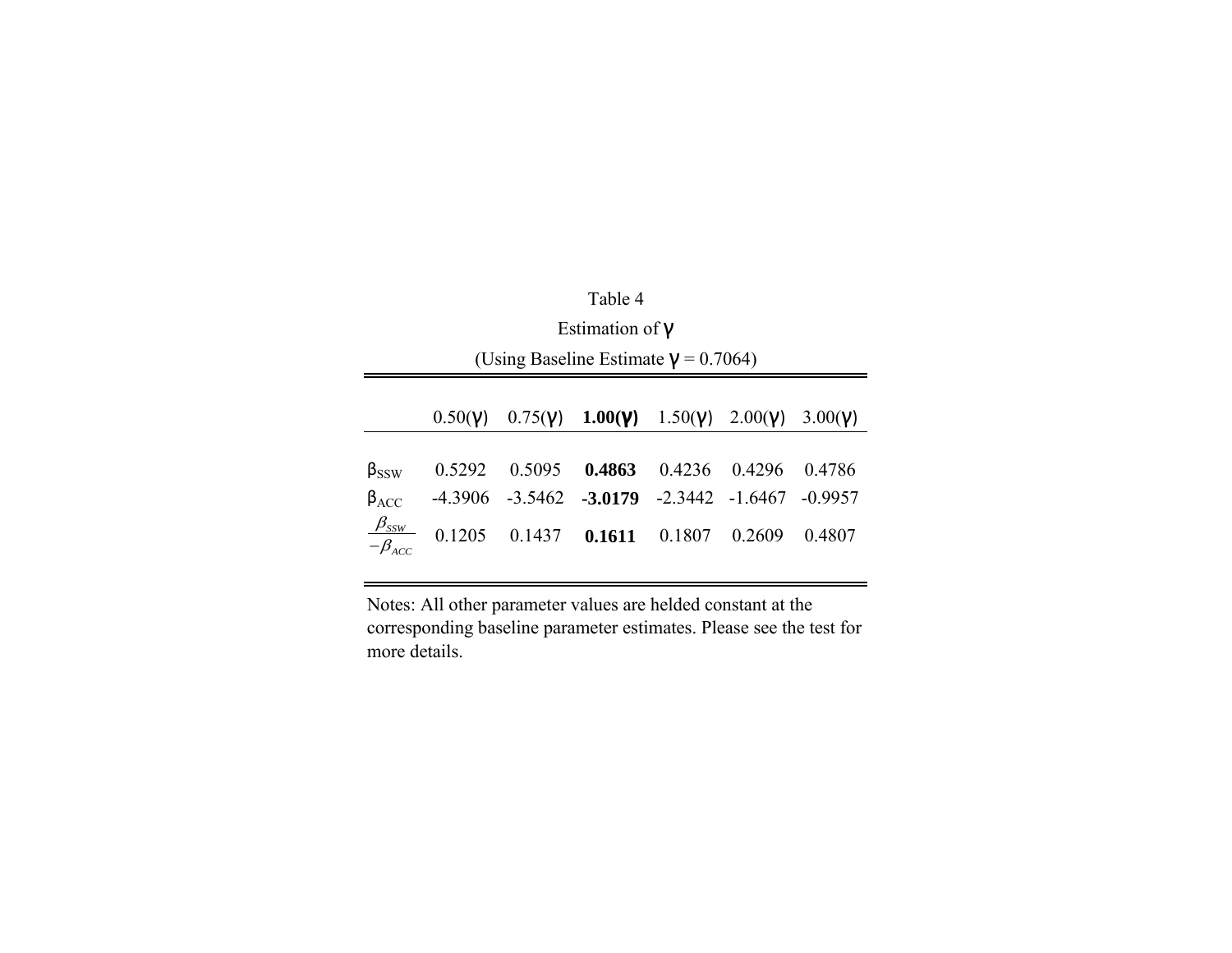Table 4

Estimation of γ

(Using Baseline Estimate γ = 0.7064)

| | 0.50(γ) | 0.75(γ) | **1.00(γ)** | 1.50(γ) | 2.00(γ) | 3.00(γ) |
|---|---|---|---|---|---|---|
| $\beta_{SSW}$ | 0.5292 | 0.5095 | **0.4863** | 0.4236 | 0.4296 | 0.4786 |
| $\beta_{ACC}$ | -4.3906 | -3.5462 | **-3.0179** | -2.3442 | -1.6467 | -0.9957 |
| $\frac{\beta_{SSW}}{-\beta_{ACC}}$ | 0.1205 | 0.1437 | **0.1611** | 0.1807 | 0.2609 | 0.4807 |

Notes: All other parameter values are helded constant at the corresponding baseline parameter estimates. Please see the test for more details.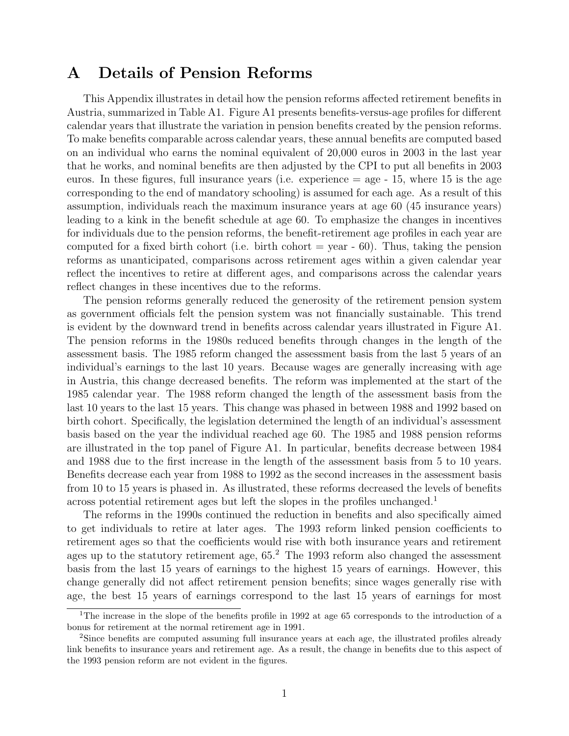# A Details of Pension Reforms

This Appendix illustrates in detail how the pension reforms affected retirement benefits in Austria, summarized in Table A1. Figure A1 presents benefits-versus-age profiles for different calendar years that illustrate the variation in pension benefits created by the pension reforms. To make benefits comparable across calendar years, these annual benefits are computed based on an individual who earns the nominal equivalent of 20,000 euros in 2003 in the last year that he works, and nominal benefits are then adjusted by the CPI to put all benefits in 2003 euros. In these figures, full insurance years (i.e. experience = age - 15, where 15 is the age corresponding to the end of mandatory schooling) is assumed for each age. As a result of this assumption, individuals reach the maximum insurance years at age 60 (45 insurance years) leading to a kink in the benefit schedule at age 60. To emphasize the changes in incentives for individuals due to the pension reforms, the benefit-retirement age profiles in each year are computed for a fixed birth cohort (i.e. birth cohort = year - 60). Thus, taking the pension reforms as unanticipated, comparisons across retirement ages within a given calendar year reflect the incentives to retire at different ages, and comparisons across the calendar years reflect changes in these incentives due to the reforms.

The pension reforms generally reduced the generosity of the retirement pension system as government officials felt the pension system was not financially sustainable. This trend is evident by the downward trend in benefits across calendar years illustrated in Figure A1. The pension reforms in the 1980s reduced benefits through changes in the length of the assessment basis. The 1985 reform changed the assessment basis from the last 5 years of an individual's earnings to the last 10 years. Because wages are generally increasing with age in Austria, this change decreased benefits. The reform was implemented at the start of the 1985 calendar year. The 1988 reform changed the length of the assessment basis from the last 10 years to the last 15 years. This change was phased in between 1988 and 1992 based on birth cohort. Specifically, the legislation determined the length of an individual's assessment basis based on the year the individual reached age 60. The 1985 and 1988 pension reforms are illustrated in the top panel of Figure A1. In particular, benefits decrease between 1984 and 1988 due to the first increase in the length of the assessment basis from 5 to 10 years. Benefits decrease each year from 1988 to 1992 as the second increases in the assessment basis from 10 to 15 years is phased in. As illustrated, these reforms decreased the levels of benefits across potential retirement ages but left the slopes in the profiles unchanged.[1]

The reforms in the 1990s continued the reduction in benefits and also specifically aimed to get individuals to retire at later ages. The 1993 reform linked pension coefficients to retirement ages so that the coefficients would rise with both insurance years and retirement ages up to the statutory retirement age, 65.[2] The 1993 reform also changed the assessment basis from the last 15 years of earnings to the highest 15 years of earnings. However, this change generally did not affect retirement pension benefits; since wages generally rise with age, the best 15 years of earnings correspond to the last 15 years of earnings for most

[1] The increase in the slope of the benefits profile in 1992 at age 65 corresponds to the introduction of a bonus for retirement at the normal retirement age in 1991.

[2] Since benefits are computed assuming full insurance years at each age, the illustrated profiles already link benefits to insurance years and retirement age. As a result, the change in benefits due to this aspect of the 1993 pension reform are not evident in the figures.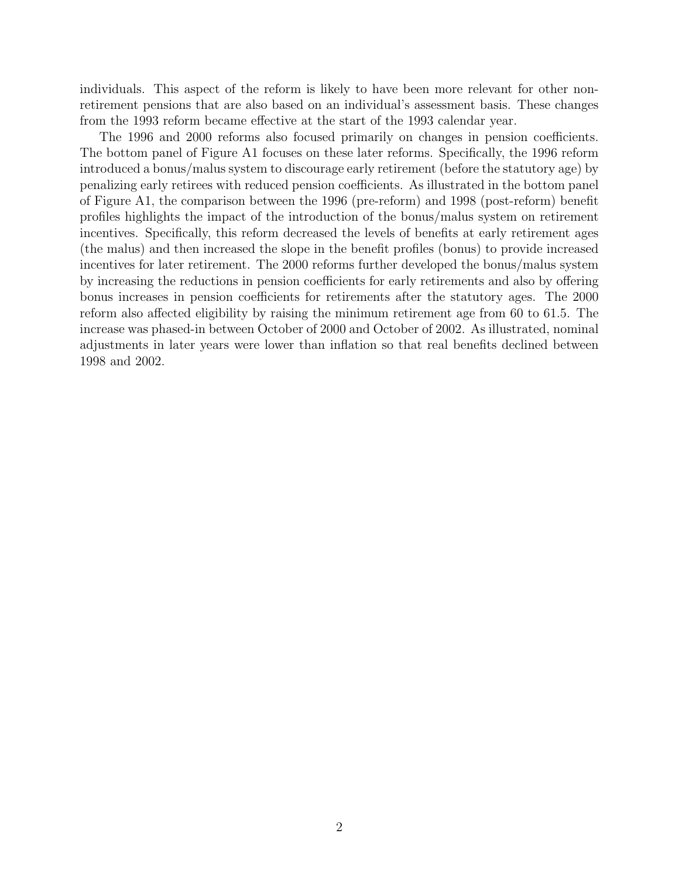individuals. This aspect of the reform is likely to have been more relevant for other non-retirement pensions that are also based on an individual's assessment basis. These changes from the 1993 reform became effective at the start of the 1993 calendar year.

The 1996 and 2000 reforms also focused primarily on changes in pension coefficients. The bottom panel of Figure A1 focuses on these later reforms. Specifically, the 1996 reform introduced a bonus/malus system to discourage early retirement (before the statutory age) by penalizing early retirees with reduced pension coefficients. As illustrated in the bottom panel of Figure A1, the comparison between the 1996 (pre-reform) and 1998 (post-reform) benefit profiles highlights the impact of the introduction of the bonus/malus system on retirement incentives. Specifically, this reform decreased the levels of benefits at early retirement ages (the malus) and then increased the slope in the benefit profiles (bonus) to provide increased incentives for later retirement. The 2000 reforms further developed the bonus/malus system by increasing the reductions in pension coefficients for early retirements and also by offering bonus increases in pension coefficients for retirements after the statutory ages. The 2000 reform also affected eligibility by raising the minimum retirement age from 60 to 61.5. The increase was phased-in between October of 2000 and October of 2002. As illustrated, nominal adjustments in later years were lower than inflation so that real benefits declined between 1998 and 2002.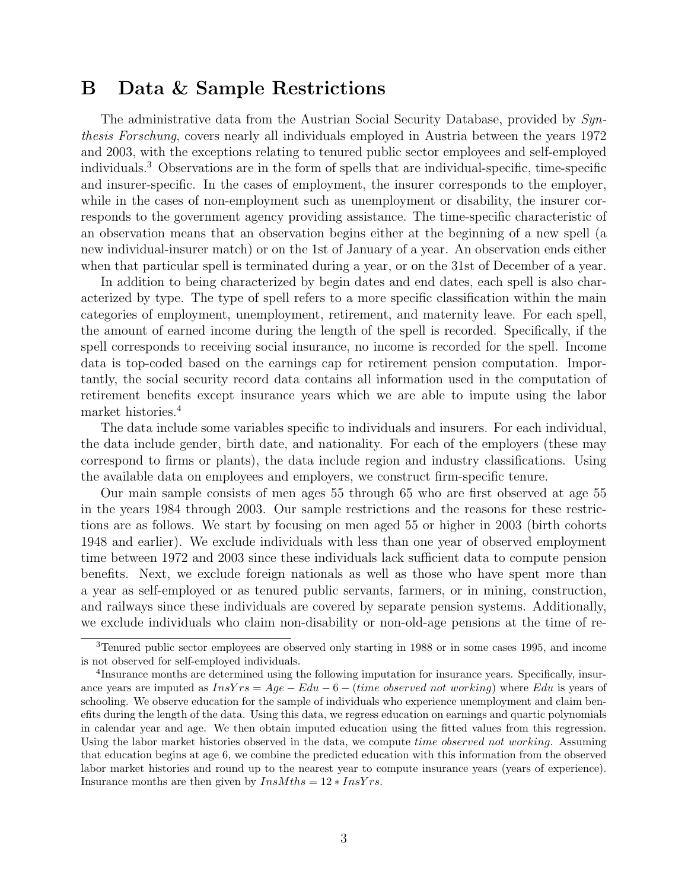# B Data & Sample Restrictions

The administrative data from the Austrian Social Security Database, provided by *Synthesis Forschung*, covers nearly all individuals employed in Austria between the years 1972 and 2003, with the exceptions relating to tenured public sector employees and self-employed individuals.[3] Observations are in the form of spells that are individual-specific, time-specific and insurer-specific. In the cases of employment, the insurer corresponds to the employer, while in the cases of non-employment such as unemployment or disability, the insurer corresponds to the government agency providing assistance. The time-specific characteristic of an observation means that an observation begins either at the beginning of a new spell (a new individual-insurer match) or on the 1st of January of a year. An observation ends either when that particular spell is terminated during a year, or on the 31st of December of a year.

In addition to being characterized by begin dates and end dates, each spell is also characterized by type. The type of spell refers to a more specific classification within the main categories of employment, unemployment, retirement, and maternity leave. For each spell, the amount of earned income during the length of the spell is recorded. Specifically, if the spell corresponds to receiving social insurance, no income is recorded for the spell. Income data is top-coded based on the earnings cap for retirement pension computation. Importantly, the social security record data contains all information used in the computation of retirement benefits except insurance years which we are able to impute using the labor market histories.[4]

The data include some variables specific to individuals and insurers. For each individual, the data include gender, birth date, and nationality. For each of the employers (these may correspond to firms or plants), the data include region and industry classifications. Using the available data on employees and employers, we construct firm-specific tenure.

Our main sample consists of men ages 55 through 65 who are first observed at age 55 in the years 1984 through 2003. Our sample restrictions and the reasons for these restrictions are as follows. We start by focusing on men aged 55 or higher in 2003 (birth cohorts 1948 and earlier). We exclude individuals with less than one year of observed employment time between 1972 and 2003 since these individuals lack sufficient data to compute pension benefits. Next, we exclude foreign nationals as well as those who have spent more than a year as self-employed or as tenured public servants, farmers, or in mining, construction, and railways since these individuals are covered by separate pension systems. Additionally, we exclude individuals who claim non-disability or non-old-age pensions at the time of re-

[3] Tenured public sector employees are observed only starting in 1988 or in some cases 1995, and income is not observed for self-employed individuals.

[4] Insurance months are determined using the following imputation for insurance years. Specifically, insurance years are imputed as $InsYrs = Age - Edu - 6 - (\textit{time observed not working})$ where $Edu$ is years of schooling. We observe education for the sample of individuals who experience unemployment and claim benefits during the length of the data. Using this data, we regress education on earnings and quartic polynomials in calendar year and age. We then obtain imputed education using the fitted values from this regression. Using the labor market histories observed in the data, we compute *time observed not working*. Assuming that education begins at age 6, we combine the predicted education with this information from the observed labor market histories and round up to the nearest year to compute insurance years (years of experience). Insurance months are then given by $InsMths = 12 * InsYrs$.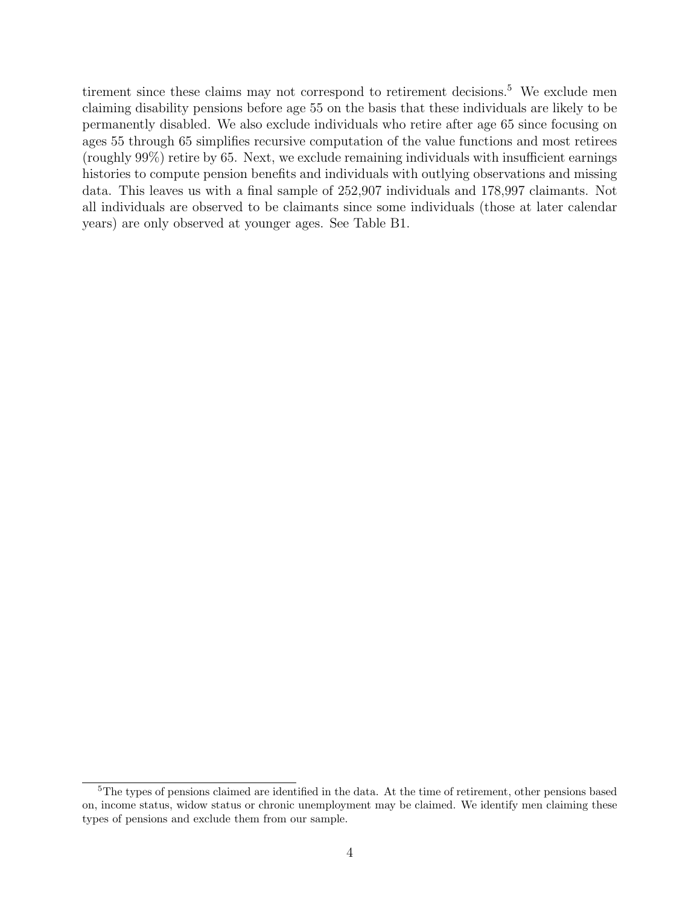tirement since these claims may not correspond to retirement decisions.[5] We exclude men claiming disability pensions before age 55 on the basis that these individuals are likely to be permanently disabled. We also exclude individuals who retire after age 65 since focusing on ages 55 through 65 simplifies recursive computation of the value functions and most retirees (roughly 99%) retire by 65. Next, we exclude remaining individuals with insufficient earnings histories to compute pension benefits and individuals with outlying observations and missing data. This leaves us with a final sample of 252,907 individuals and 178,997 claimants. Not all individuals are observed to be claimants since some individuals (those at later calendar years) are only observed at younger ages. See Table B1.

[5] The types of pensions claimed are identified in the data. At the time of retirement, other pensions based on, income status, widow status or chronic unemployment may be claimed. We identify men claiming these types of pensions and exclude them from our sample.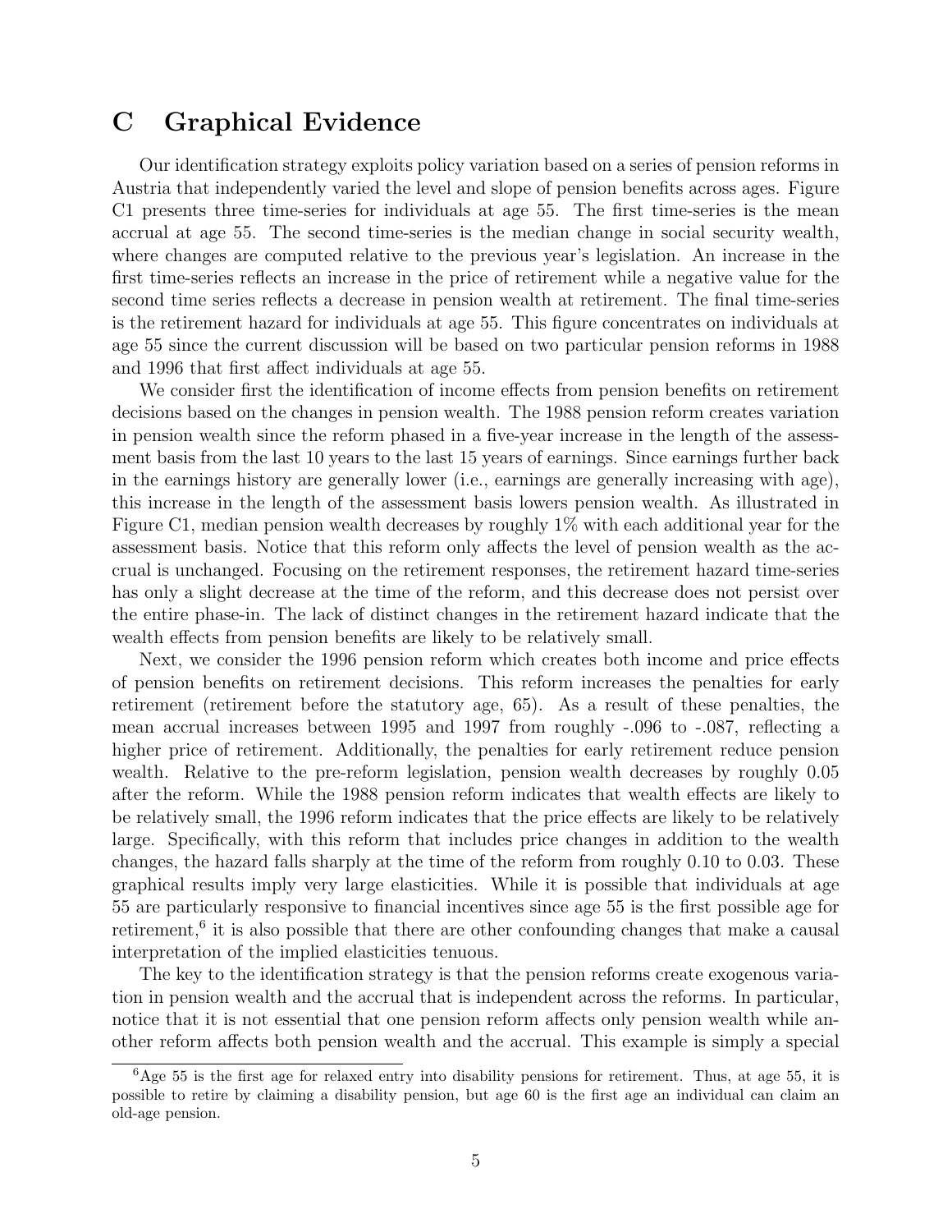# C Graphical Evidence

Our identification strategy exploits policy variation based on a series of pension reforms in Austria that independently varied the level and slope of pension benefits across ages. Figure C1 presents three time-series for individuals at age 55. The first time-series is the mean accrual at age 55. The second time-series is the median change in social security wealth, where changes are computed relative to the previous year's legislation. An increase in the first time-series reflects an increase in the price of retirement while a negative value for the second time series reflects a decrease in pension wealth at retirement. The final time-series is the retirement hazard for individuals at age 55. This figure concentrates on individuals at age 55 since the current discussion will be based on two particular pension reforms in 1988 and 1996 that first affect individuals at age 55.

We consider first the identification of income effects from pension benefits on retirement decisions based on the changes in pension wealth. The 1988 pension reform creates variation in pension wealth since the reform phased in a five-year increase in the length of the assessment basis from the last 10 years to the last 15 years of earnings. Since earnings further back in the earnings history are generally lower (i.e., earnings are generally increasing with age), this increase in the length of the assessment basis lowers pension wealth. As illustrated in Figure C1, median pension wealth decreases by roughly 1% with each additional year for the assessment basis. Notice that this reform only affects the level of pension wealth as the accrual is unchanged. Focusing on the retirement responses, the retirement hazard time-series has only a slight decrease at the time of the reform, and this decrease does not persist over the entire phase-in. The lack of distinct changes in the retirement hazard indicate that the wealth effects from pension benefits are likely to be relatively small.

Next, we consider the 1996 pension reform which creates both income and price effects of pension benefits on retirement decisions. This reform increases the penalties for early retirement (retirement before the statutory age, 65). As a result of these penalties, the mean accrual increases between 1995 and 1997 from roughly -.096 to -.087, reflecting a higher price of retirement. Additionally, the penalties for early retirement reduce pension wealth. Relative to the pre-reform legislation, pension wealth decreases by roughly 0.05 after the reform. While the 1988 pension reform indicates that wealth effects are likely to be relatively small, the 1996 reform indicates that the price effects are likely to be relatively large. Specifically, with this reform that includes price changes in addition to the wealth changes, the hazard falls sharply at the time of the reform from roughly 0.10 to 0.03. These graphical results imply very large elasticities. While it is possible that individuals at age 55 are particularly responsive to financial incentives since age 55 is the first possible age for retirement,[6] it is also possible that there are other confounding changes that make a causal interpretation of the implied elasticities tenuous.

The key to the identification strategy is that the pension reforms create exogenous variation in pension wealth and the accrual that is independent across the reforms. In particular, notice that it is not essential that one pension reform affects only pension wealth while another reform affects both pension wealth and the accrual. This example is simply a special

[6] Age 55 is the first age for relaxed entry into disability pensions for retirement. Thus, at age 55, it is possible to retire by claiming a disability pension, but age 60 is the first age an individual can claim an old-age pension.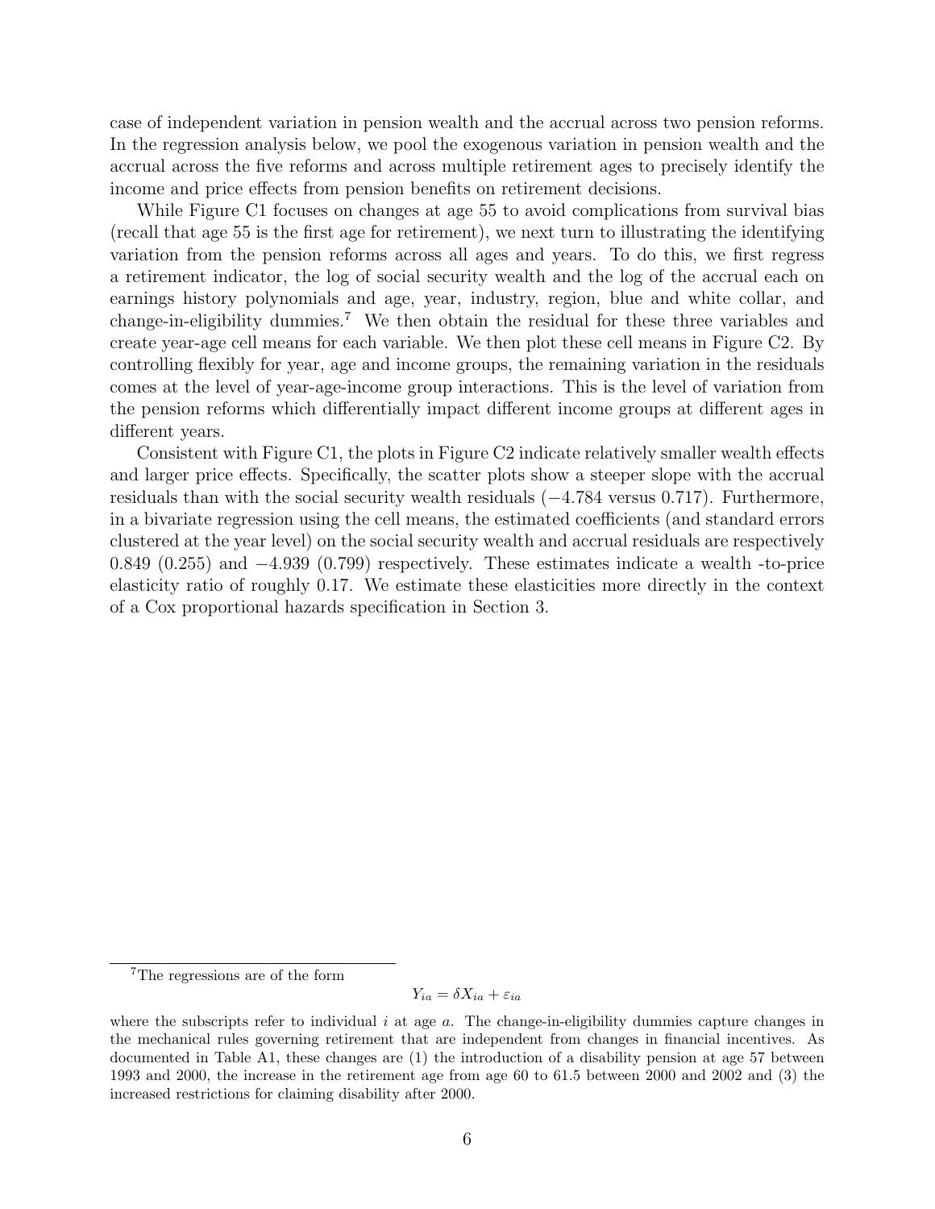case of independent variation in pension wealth and the accrual across two pension reforms. In the regression analysis below, we pool the exogenous variation in pension wealth and the accrual across the five reforms and across multiple retirement ages to precisely identify the income and price effects from pension benefits on retirement decisions.

While Figure C1 focuses on changes at age 55 to avoid complications from survival bias (recall that age 55 is the first age for retirement), we next turn to illustrating the identifying variation from the pension reforms across all ages and years. To do this, we first regress a retirement indicator, the log of social security wealth and the log of the accrual each on earnings history polynomials and age, year, industry, region, blue and white collar, and change-in-eligibility dummies.[7] We then obtain the residual for these three variables and create year-age cell means for each variable. We then plot these cell means in Figure C2. By controlling flexibly for year, age and income groups, the remaining variation in the residuals comes at the level of year-age-income group interactions. This is the level of variation from the pension reforms which differentially impact different income groups at different ages in different years.

Consistent with Figure C1, the plots in Figure C2 indicate relatively smaller wealth effects and larger price effects. Specifically, the scatter plots show a steeper slope with the accrual residuals than with the social security wealth residuals (−4.784 versus 0.717). Furthermore, in a bivariate regression using the cell means, the estimated coefficients (and standard errors clustered at the year level) on the social security wealth and accrual residuals are respectively 0.849 (0.255) and −4.939 (0.799) respectively. These estimates indicate a wealth -to-price elasticity ratio of roughly 0.17. We estimate these elasticities more directly in the context of a Cox proportional hazards specification in Section 3.

---

[7] The regressions are of the form

$$Y_{ia} = \delta X_{ia} + \varepsilon_{ia}$$

where the subscripts refer to individual $i$ at age $a$. The change-in-eligibility dummies capture changes in the mechanical rules governing retirement that are independent from changes in financial incentives. As documented in Table A1, these changes are (1) the introduction of a disability pension at age 57 between 1993 and 2000, the increase in the retirement age from age 60 to 61.5 between 2000 and 2002 and (3) the increased restrictions for claiming disability after 2000.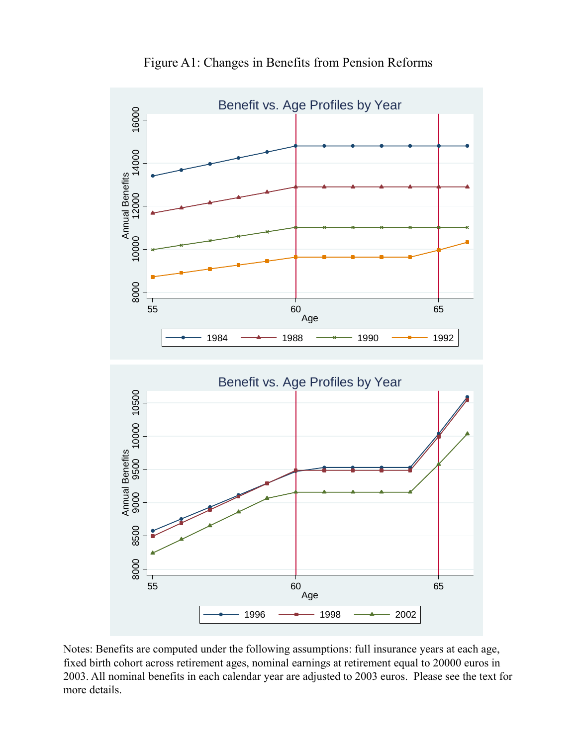Figure A1: Changes in Benefits from Pension Reforms

Notes: Benefits are computed under the following assumptions: full insurance years at each age, fixed birth cohort across retirement ages, nominal earnings at retirement equal to 20000 euros in 2003. All nominal benefits in each calendar year are adjusted to 2003 euros. Please see the text for more details.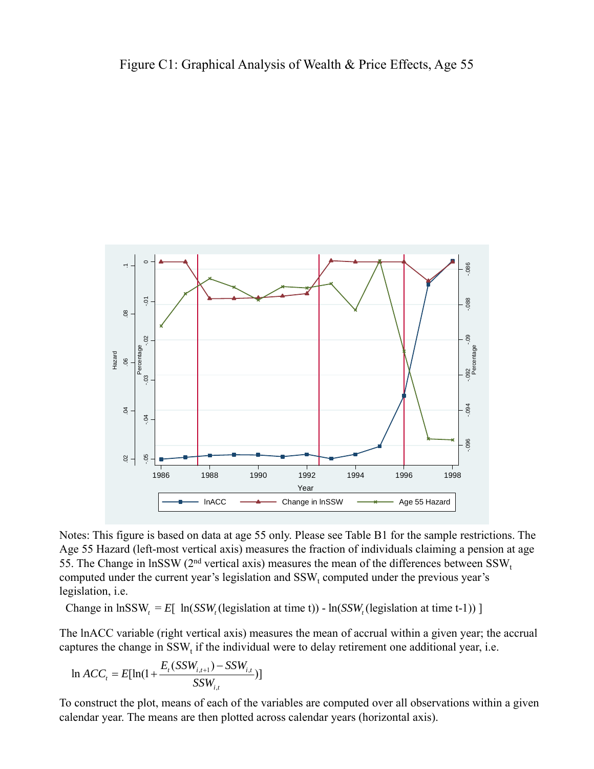Figure C1: Graphical Analysis of Wealth & Price Effects, Age 55

Notes: This figure is based on data at age 55 only. Please see Table B1 for the sample restrictions. The Age 55 Hazard (left-most vertical axis) measures the fraction of individuals claiming a pension at age 55. The Change in lnSSW (2nd vertical axis) measures the mean of the differences between $SSW_t$ computed under the current year's legislation and $SSW_t$ computed under the previous year's legislation, i.e.

$$\text{Change in lnSSW}_t = E[\ \ln(SSW_t(\text{legislation at time t})) - \ln(SSW_t(\text{legislation at time t-1}))\ ]$$

The lnACC variable (right vertical axis) measures the mean of accrual within a given year; the accrual captures the change in $SSW_t$ if the individual were to delay retirement one additional year, i.e.

$$\ln ACC_t = E[\ln(1 + \frac{E_t(SSW_{i,t+1}) - SSW_{i,t}}{SSW_{i,t}})]$$

To construct the plot, means of each of the variables are computed over all observations within a given calendar year. The means are then plotted across calendar years (horizontal axis).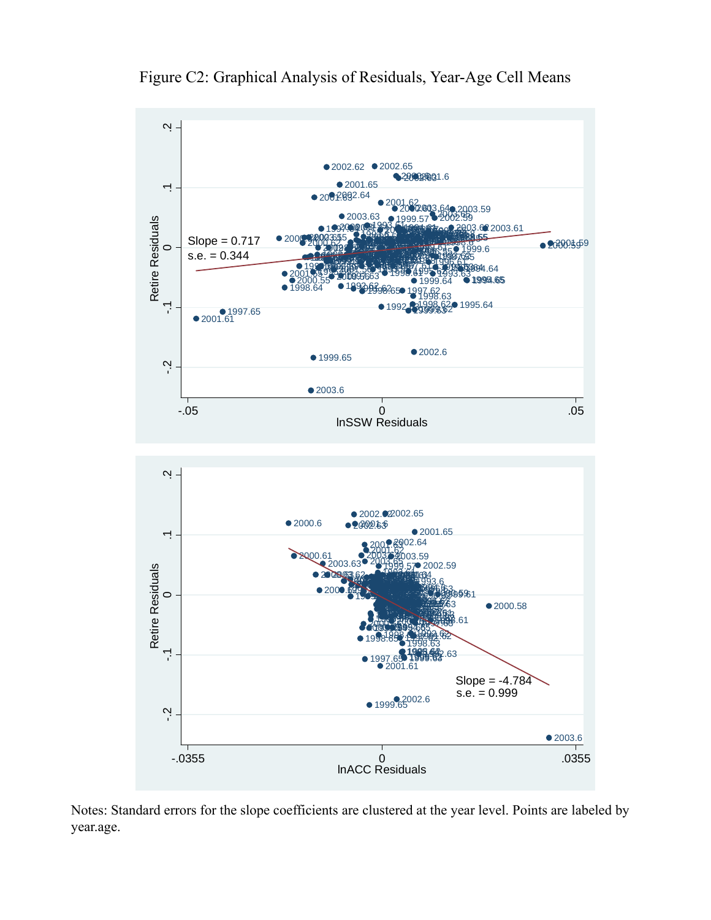Figure C2: Graphical Analysis of Residuals, Year-Age Cell Means

Notes: Standard errors for the slope coefficients are clustered at the year level. Points are labeled by year.age.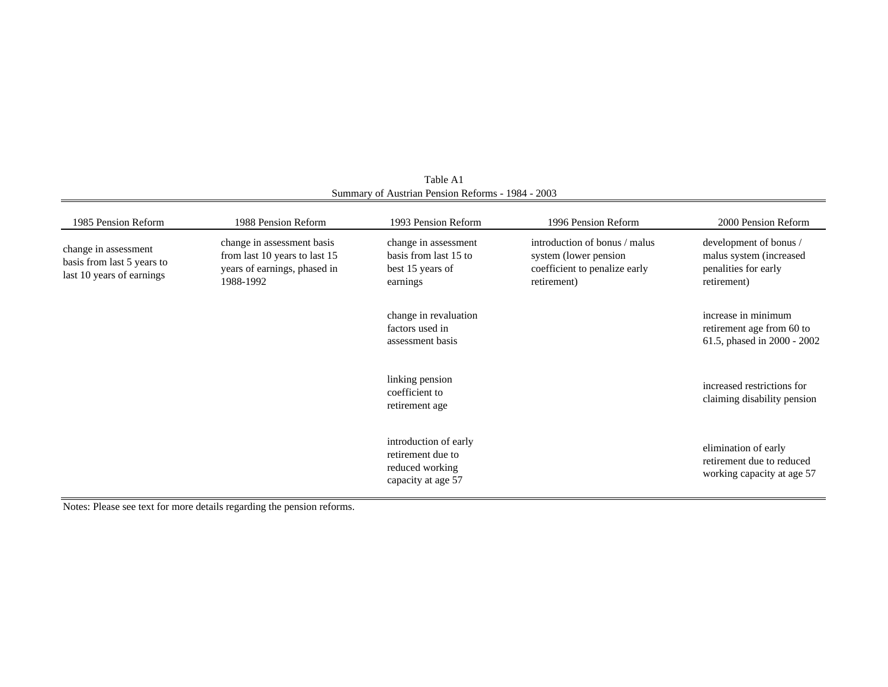Table A1
Summary of Austrian Pension Reforms - 1984 - 2003

| 1985 Pension Reform | 1988 Pension Reform | 1993 Pension Reform | 1996 Pension Reform | 2000 Pension Reform |
|---|---|---|---|---|
| change in assessment basis from last 5 years to last 10 years of earnings | change in assessment basis from last 10 years to last 15 years of earnings, phased in 1988-1992 | change in assessment basis from last 15 to best 15 years of earnings | introduction of bonus / malus system (lower pension coefficient to penalize early retirement) | development of bonus / malus system (increased penalities for early retirement) |
| | | change in revaluation factors used in assessment basis | | increase in minimum retirement age from 60 to 61.5, phased in 2000 - 2002 |
| | | linking pension coefficient to retirement age | | increased restrictions for claiming disability pension |
| | | introduction of early retirement due to reduced working capacity at age 57 | | elimination of early retirement due to reduced working capacity at age 57 |

Notes: Please see text for more details regarding the pension reforms.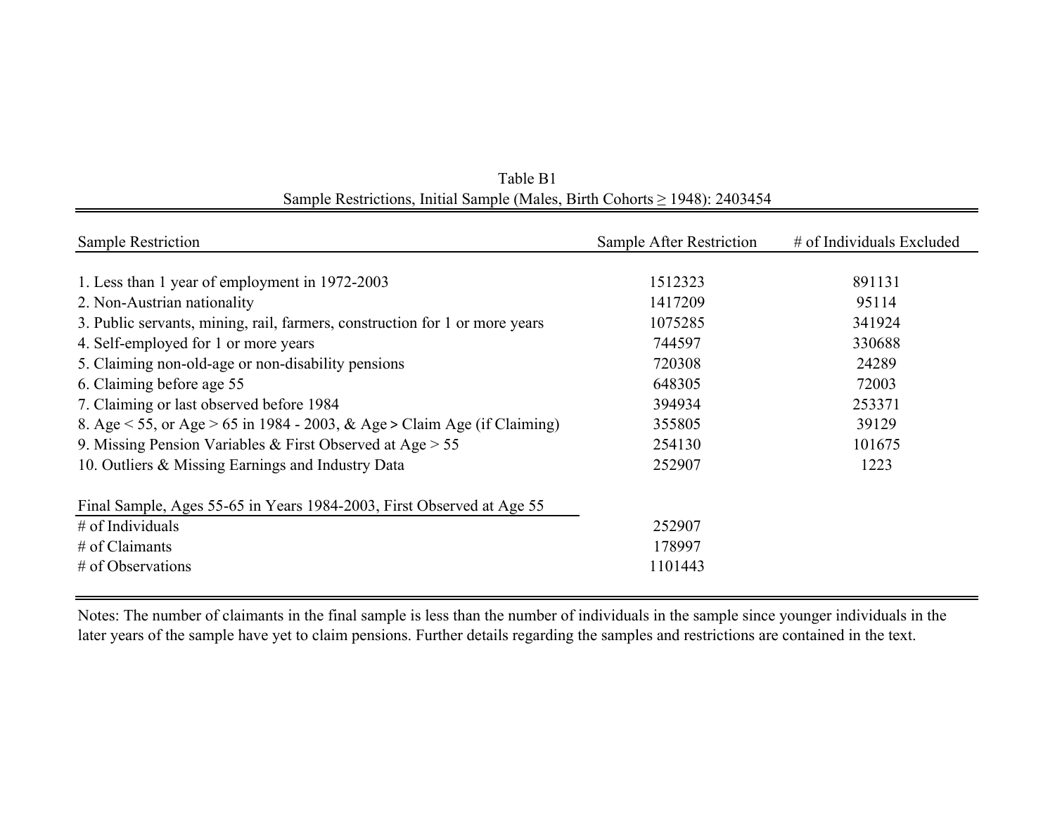Table B1

Sample Restrictions, Initial Sample (Males, Birth Cohorts ≥ 1948): 2403454

| Sample Restriction | Sample After Restriction | # of Individuals Excluded |
| --- | --- | --- |
| 1. Less than 1 year of employment in 1972-2003 | 1512323 | 891131 |
| 2. Non-Austrian nationality | 1417209 | 95114 |
| 3. Public servants, mining, rail, farmers, construction for 1 or more years | 1075285 | 341924 |
| 4. Self-employed for 1 or more years | 744597 | 330688 |
| 5. Claiming non-old-age or non-disability pensions | 720308 | 24289 |
| 6. Claiming before age 55 | 648305 | 72003 |
| 7. Claiming or last observed before 1984 | 394934 | 253371 |
| 8. Age < 55, or Age > 65 in 1984 - 2003, & Age > Claim Age (if Claiming) | 355805 | 39129 |
| 9. Missing Pension Variables & First Observed at Age > 55 | 254130 | 101675 |
| 10. Outliers & Missing Earnings and Industry Data | 252907 | 1223 |
| **Final Sample, Ages 55-65 in Years 1984-2003, First Observed at Age 55** | | |
| # of Individuals | 252907 | |
| # of Claimants | 178997 | |
| # of Observations | 1101443 | |

Notes: The number of claimants in the final sample is less than the number of individuals in the sample since younger individuals in the later years of the sample have yet to claim pensions. Further details regarding the samples and restrictions are contained in the text.